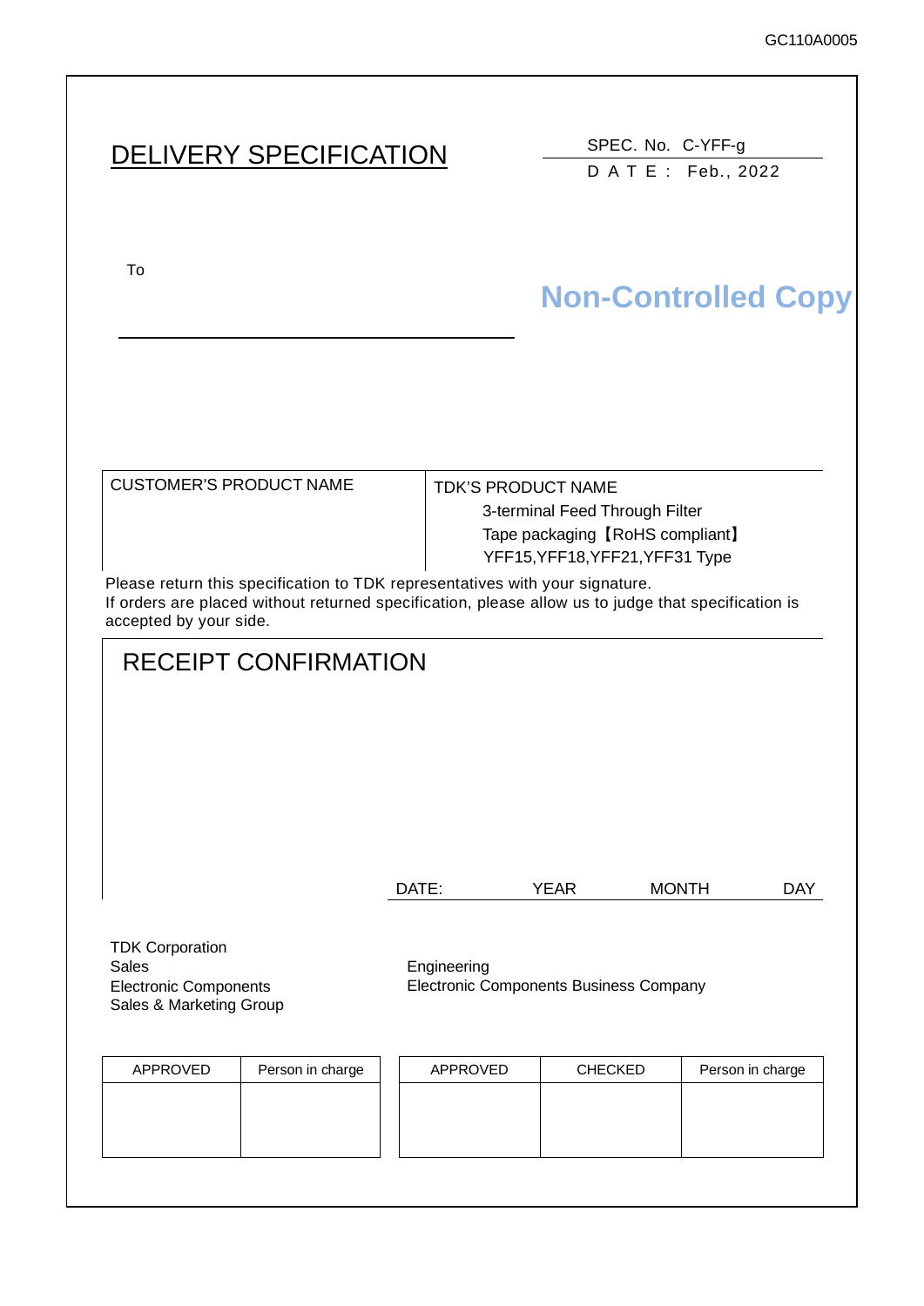GC110A0005

# DELIVERY SPECIFICATION

SPEC. No. C-YFF-g
D A T E : Feb., 2022

To

**Non-Controlled Copy**

| CUSTOMER'S PRODUCT NAME | TDK'S PRODUCT NAME<br>3-terminal Feed Through Filter<br>Tape packaging【RoHS compliant】<br>YFF15,YFF18,YFF21,YFF31 Type |
|---|---|

Please return this specification to TDK representatives with your signature.
If orders are placed without returned specification, please allow us to judge that specification is accepted by your side.

## RECEIPT CONFIRMATION

DATE: YEAR MONTH DAY

TDK Corporation
Sales
Electronic Components
Sales & Marketing Group

Engineering
Electronic Components Business Company

| APPROVED | Person in charge |
|---|---|
| | |

| APPROVED | CHECKED | Person in charge |
|---|---|---|
| | | |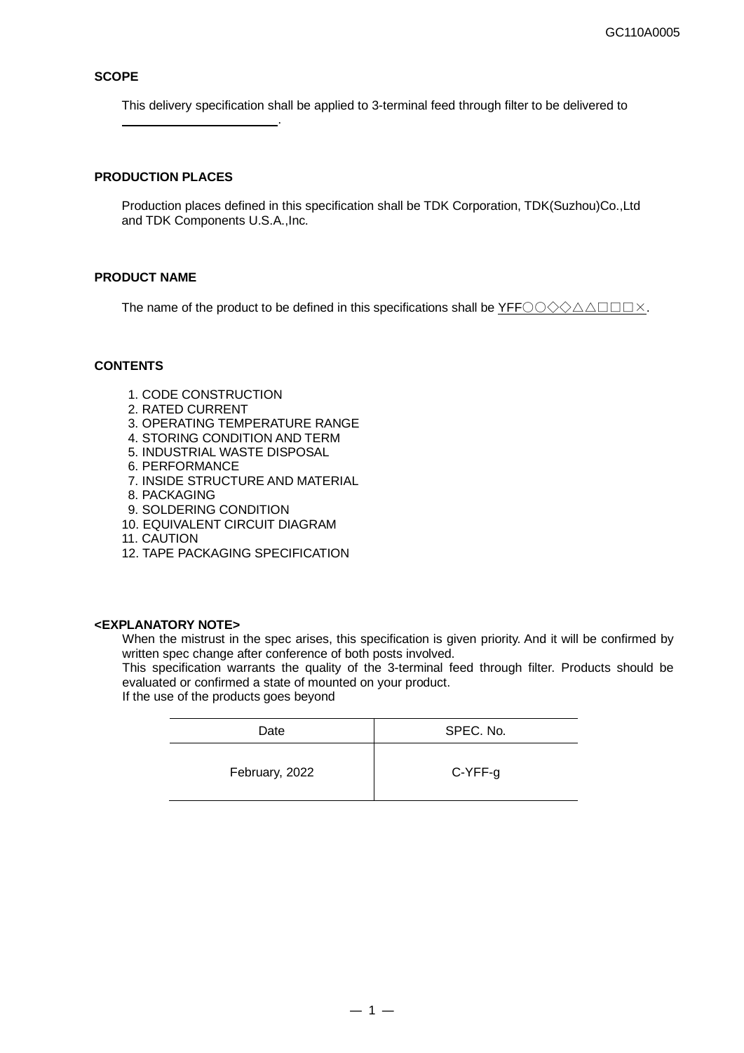## SCOPE

This delivery specification shall be applied to 3-terminal feed through filter to be delivered to \_\_\_\_\_\_\_\_\_\_\_\_\_\_\_\_\_\_\_\_\_\_\_\_.

## PRODUCTION PLACES

Production places defined in this specification shall be TDK Corporation, TDK(Suzhou)Co.,Ltd and TDK Components U.S.A.,Inc.

## PRODUCT NAME

The name of the product to be defined in this specifications shall be YFF○○◇◇△△□□□×.

## CONTENTS

1. CODE CONSTRUCTION
2. RATED CURRENT
3. OPERATING TEMPERATURE RANGE
4. STORING CONDITION AND TERM
5. INDUSTRIAL WASTE DISPOSAL
6. PERFORMANCE
7. INSIDE STRUCTURE AND MATERIAL
8. PACKAGING
9. SOLDERING CONDITION
10. EQUIVALENT CIRCUIT DIAGRAM
11. CAUTION
12. TAPE PACKAGING SPECIFICATION

**<EXPLANATORY NOTE>**

When the mistrust in the spec arises, this specification is given priority. And it will be confirmed by written spec change after conference of both posts involved.
This specification warrants the quality of the 3-terminal feed through filter. Products should be evaluated or confirmed a state of mounted on your product.
If the use of the products goes beyond

| Date | SPEC. No. |
| --- | --- |
| February, 2022 | C-YFF-g |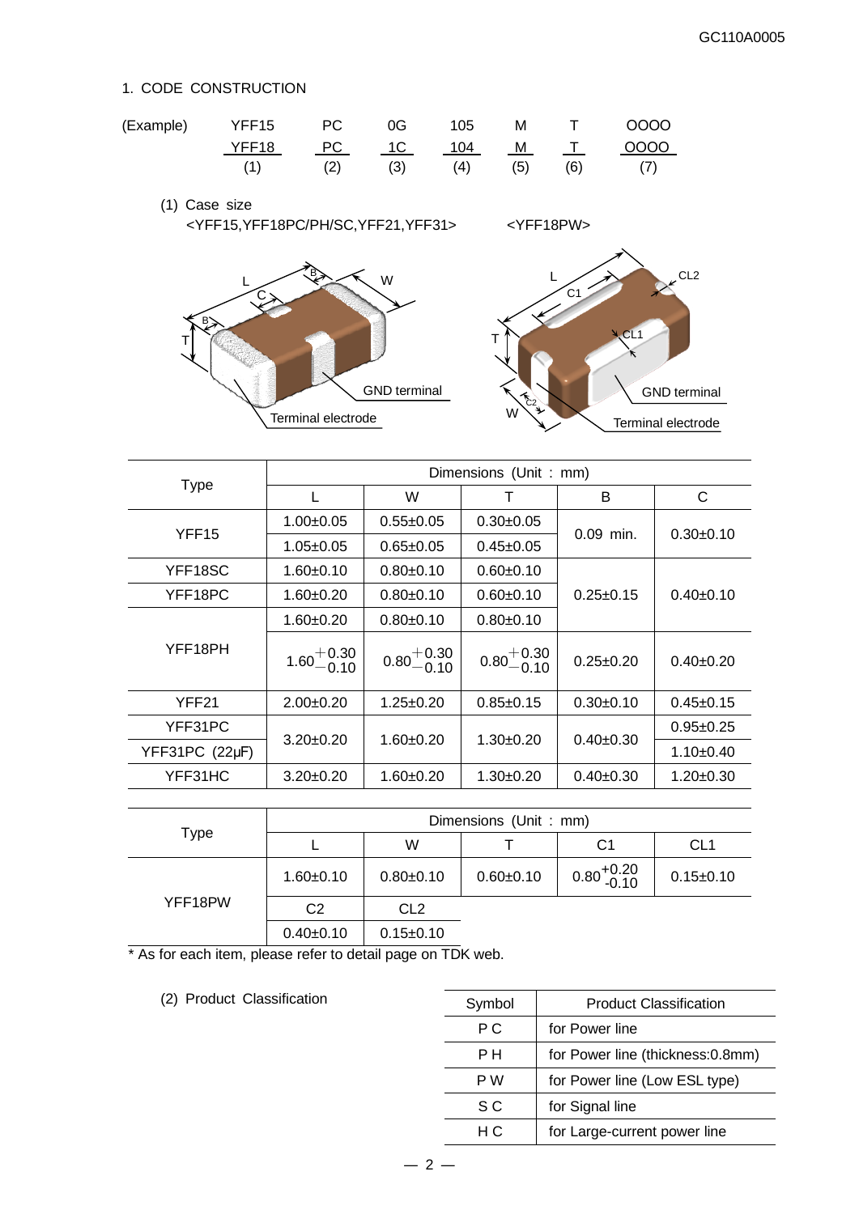## 1. CODE CONSTRUCTION

| (Example) | YFF15 | PC | 0G | 105 | M | T | OOOO |
|---|---|---|---|---|---|---|---|
| | YFF18 | PC | 1C | 104 | M | T | OOOO |
| | (1) | (2) | (3) | (4) | (5) | (6) | (7) |

### (1) Case size

<YFF15,YFF18PC/PH/SC,YFF21,YFF31>　　　<YFF18PW>

L, W, T, B, C, GND terminal, Terminal electrode　　　L, C1, CL2, T, CL1, W, C2, GND terminal, Terminal electrode

| Type | Dimensions (Unit : mm) | | | | |
|---|---|---|---|---|---|
| | L | W | T | B | C |
| YFF15 | 1.00±0.05 | 0.55±0.05 | 0.30±0.05 | 0.09 min. | 0.30±0.10 |
| | 1.05±0.05 | 0.65±0.05 | 0.45±0.05 | | |
| YFF18SC | 1.60±0.10 | 0.80±0.10 | 0.60±0.10 | 0.25±0.15 | 0.40±0.10 |
| YFF18PC | 1.60±0.20 | 0.80±0.10 | 0.60±0.10 | | |
| YFF18PH | 1.60±0.20 | 0.80±0.10 | 0.80±0.10 | | |
| | $1.60^{+0.30}_{-0.10}$ | $0.80^{+0.30}_{-0.10}$ | $0.80^{+0.30}_{-0.10}$ | 0.25±0.20 | 0.40±0.20 |
| YFF21 | 2.00±0.20 | 1.25±0.20 | 0.85±0.15 | 0.30±0.10 | 0.45±0.15 |
| YFF31PC | 3.20±0.20 | 1.60±0.20 | 1.30±0.20 | 0.40±0.30 | 0.95±0.25 |
| YFF31PC (22μF) | | | | | 1.10±0.40 |
| YFF31HC | 3.20±0.20 | 1.60±0.20 | 1.30±0.20 | 0.40±0.30 | 1.20±0.30 |

| Type | Dimensions (Unit : mm) | | | | |
|---|---|---|---|---|---|
| | L | W | T | C1 | CL1 |
| YFF18PW | 1.60±0.10 | 0.80±0.10 | 0.60±0.10 | $0.80^{+0.20}_{-0.10}$ | 0.15±0.10 |
| | C2 | CL2 | | | |
| | 0.40±0.10 | 0.15±0.10 | | | |

\* As for each item, please refer to detail page on TDK web.

### (2) Product Classification

| Symbol | Product Classification |
|---|---|
| P C | for Power line |
| P H | for Power line (thickness:0.8mm) |
| P W | for Power line (Low ESL type) |
| S C | for Signal line |
| H C | for Large-current power line |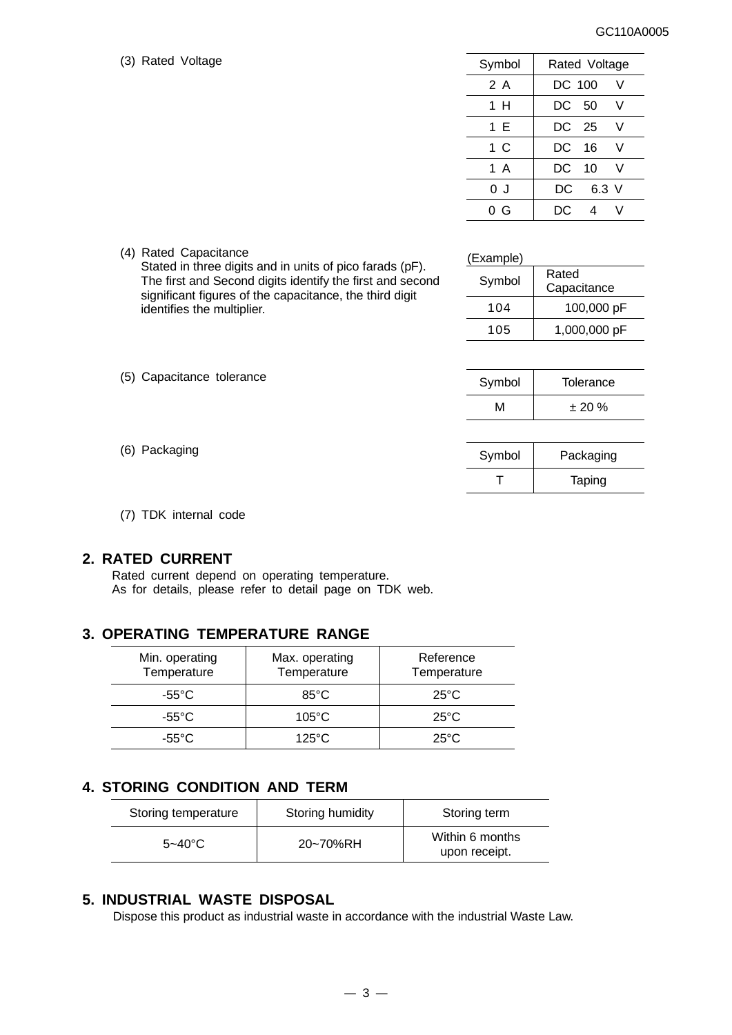(3) Rated Voltage

| Symbol | Rated Voltage |
|---|---|
| 2 A | DC 100 V |
| 1 H | DC 50 V |
| 1 E | DC 25 V |
| 1 C | DC 16 V |
| 1 A | DC 10 V |
| 0 J | DC 6.3 V |
| 0 G | DC 4 V |

(4) Rated Capacitance
Stated in three digits and in units of pico farads (pF).
The first and Second digits identify the first and second significant figures of the capacitance, the third digit identifies the multiplier.

(Example)

| Symbol | Rated Capacitance |
|---|---|
| 104 | 100,000 pF |
| 105 | 1,000,000 pF |

(5) Capacitance tolerance

| Symbol | Tolerance |
|---|---|
| M | ± 20 % |

(6) Packaging

| Symbol | Packaging |
|---|---|
| T | Taping |

(7) TDK internal code

## 2. RATED CURRENT

Rated current depend on operating temperature.
As for details, please refer to detail page on TDK web.

## 3. OPERATING TEMPERATURE RANGE

| Min. operating Temperature | Max. operating Temperature | Reference Temperature |
|---|---|---|
| -55°C | 85°C | 25°C |
| -55°C | 105°C | 25°C |
| -55°C | 125°C | 25°C |

## 4. STORING CONDITION AND TERM

| Storing temperature | Storing humidity | Storing term |
|---|---|---|
| 5~40°C | 20~70%RH | Within 6 months upon receipt. |

## 5. INDUSTRIAL WASTE DISPOSAL

Dispose this product as industrial waste in accordance with the industrial Waste Law.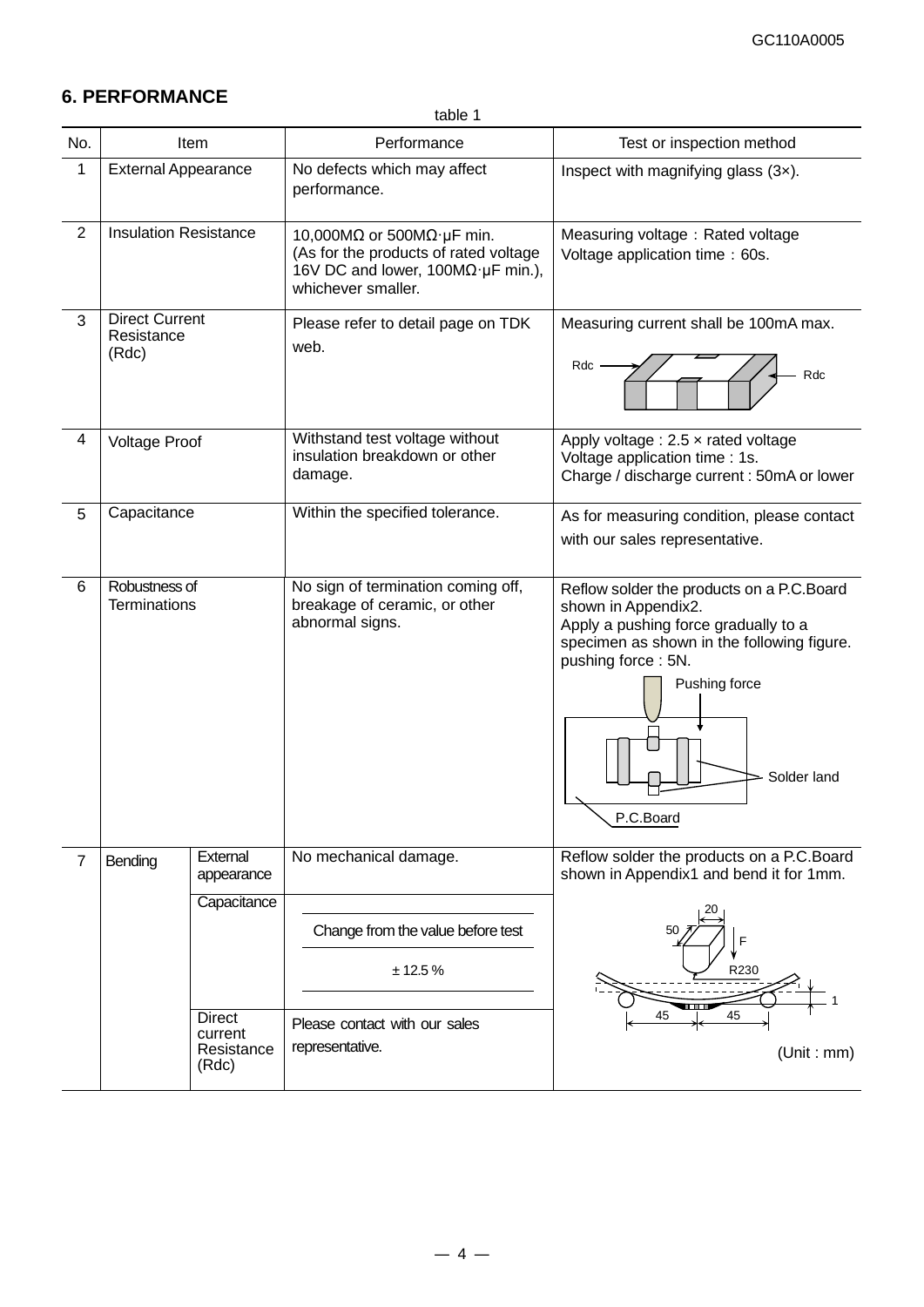## 6. PERFORMANCE

table 1

| No. | Item | | Performance | Test or inspection method |
|---|---|---|---|---|
| 1 | External Appearance | | No defects which may affect performance. | Inspect with magnifying glass (3×). |
| 2 | Insulation Resistance | | 10,000MΩ or 500MΩ·μF min. (As for the products of rated voltage 16V DC and lower, 100MΩ·μF min.), whichever smaller. | Measuring voltage：Rated voltage<br>Voltage application time：60s. |
| 3 | Direct Current Resistance (Rdc) | | Please refer to detail page on TDK web. | Measuring current shall be 100mA max. |
| 4 | Voltage Proof | | Withstand test voltage without insulation breakdown or other damage. | Apply voltage : 2.5 × rated voltage<br>Voltage application time : 1s.<br>Charge / discharge current : 50mA or lower |
| 5 | Capacitance | | Within the specified tolerance. | As for measuring condition, please contact with our sales representative. |
| 6 | Robustness of Terminations | | No sign of termination coming off, breakage of ceramic, or other abnormal signs. | Reflow solder the products on a P.C.Board shown in Appendix2.<br>Apply a pushing force gradually to a specimen as shown in the following figure.<br>pushing force : 5N. |
| 7 | Bending | External appearance | No mechanical damage. | Reflow solder the products on a P.C.Board shown in Appendix1 and bend it for 1mm. |
| | | Capacitance | Change from the value before test: ± 12.5 % | (Unit : mm) |
| | | Direct current Resistance (Rdc) | Please contact with our sales representative. | |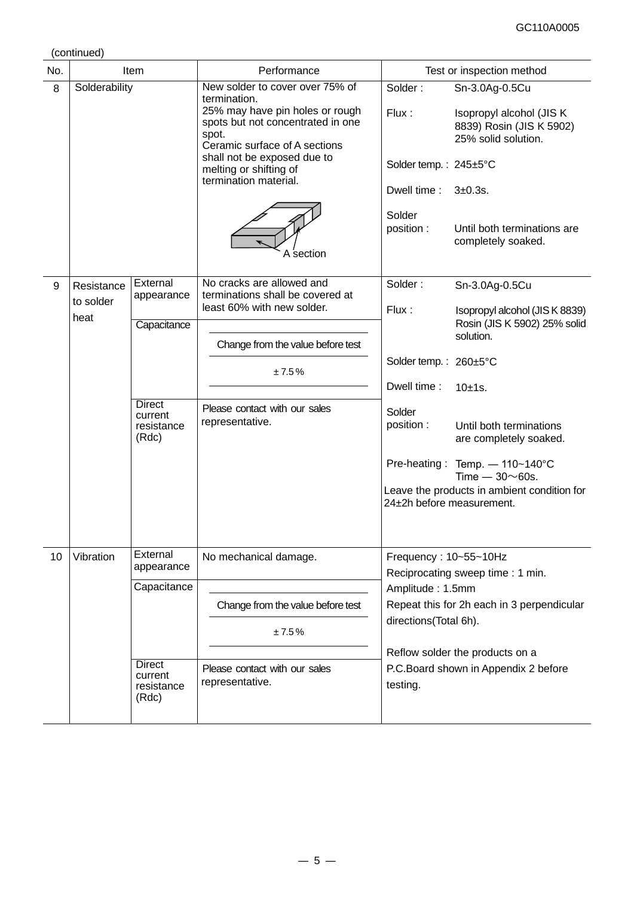(continued)

| No. | Item | | Performance | Test or inspection method |
|---|---|---|---|---|
| 8 | Solderability | | New solder to cover over 75% of termination.<br>25% may have pin holes or rough spots but not concentrated in one spot.<br>Ceramic surface of A sections shall not be exposed due to melting or shifting of termination material.<br><br>A section | Solder : Sn-3.0Ag-0.5Cu<br>Flux : Isopropyl alcohol (JIS K 8839) Rosin (JIS K 5902) 25% solid solution.<br>Solder temp. : 245±5°C<br>Dwell time : 3±0.3s.<br>Solder position : Until both terminations are completely soaked. |
| 9 | Resistance to solder heat | External appearance | No cracks are allowed and terminations shall be covered at least 60% with new solder. | Solder : Sn-3.0Ag-0.5Cu<br>Flux : Isopropyl alcohol (JIS K 8839) Rosin (JIS K 5902) 25% solid solution.<br>Solder temp. : 260±5°C<br>Dwell time : 10±1s.<br>Solder position : Until both terminations are completely soaked.<br>Pre-heating : Temp. — 110~140°C<br>Time — 30～60s.<br>Leave the products in ambient condition for 24±2h before measurement. |
| | | Capacitance | Change from the value before test<br>± 7.5 % | |
| | | Direct current resistance (Rdc) | Please contact with our sales representative. | |
| 10 | Vibration | External appearance | No mechanical damage. | Frequency : 10~55~10Hz<br>Reciprocating sweep time : 1 min.<br>Amplitude : 1.5mm<br>Repeat this for 2h each in 3 perpendicular directions(Total 6h).<br><br>Reflow solder the products on a P.C.Board shown in Appendix 2 before testing. |
| | | Capacitance | Change from the value before test<br>± 7.5 % | |
| | | Direct current resistance (Rdc) | Please contact with our sales representative. | |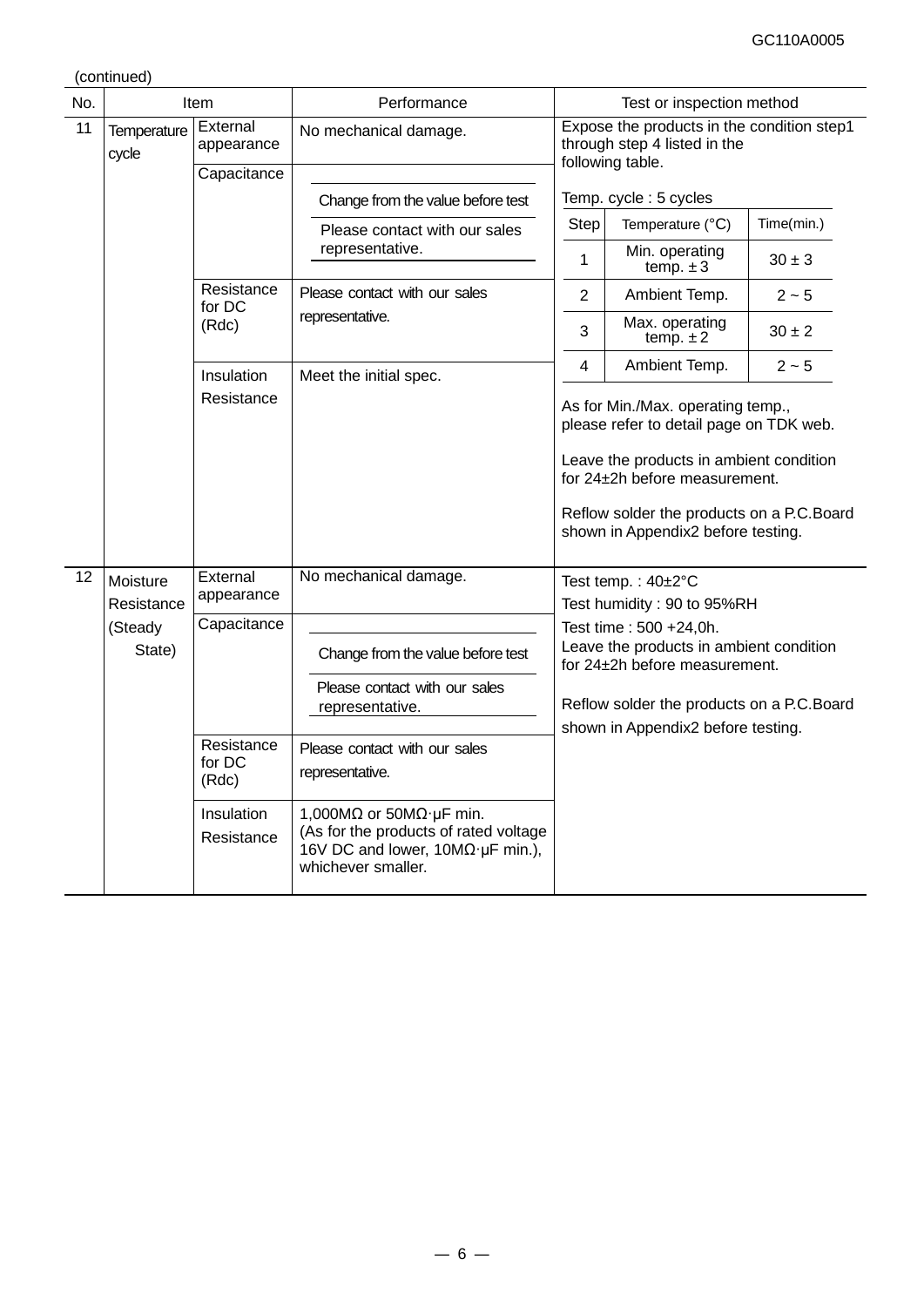(continued)

| No. | Item | | Performance | Test or inspection method |
|---|---|---|---|---|
| 11 | Temperature cycle | External appearance | No mechanical damage. | Expose the products in the condition step1 through step 4 listed in the following table.<br><br>Temp. cycle : 5 cycles<br><br>Step 1: Min. operating temp. ± 3 °C, 30 ± 3 min.<br>Step 2: Ambient Temp., 2 ~ 5 min.<br>Step 3: Max. operating temp. ± 2 °C, 30 ± 2 min.<br>Step 4: Ambient Temp., 2 ~ 5 min.<br><br>As for Min./Max. operating temp., please refer to detail page on TDK web.<br><br>Leave the products in ambient condition for 24±2h before measurement.<br><br>Reflow solder the products on a P.C.Board shown in Appendix2 before testing. |
| | | Capacitance | Change from the value before test: Please contact with our sales representative. | |
| | | Resistance for DC (Rdc) | Please contact with our sales representative. | |
| | | Insulation Resistance | Meet the initial spec. | |
| 12 | Moisture Resistance (Steady State) | External appearance | No mechanical damage. | Test temp. : 40±2°C<br>Test humidity : 90 to 95%RH<br>Test time : 500 +24,0h.<br>Leave the products in ambient condition for 24±2h before measurement.<br><br>Reflow solder the products on a P.C.Board shown in Appendix2 before testing. |
| | | Capacitance | Change from the value before test: Please contact with our sales representative. | |
| | | Resistance for DC (Rdc) | Please contact with our sales representative. | |
| | | Insulation Resistance | 1,000MΩ or 50MΩ·μF min. (As for the products of rated voltage 16V DC and lower, 10MΩ·μF min.), whichever smaller. | |

Temperature cycle steps (test No. 11):

| Step | Temperature (°C) | Time(min.) |
|---|---|---|
| 1 | Min. operating temp. ± 3 | 30 ± 3 |
| 2 | Ambient Temp. | 2 ~ 5 |
| 3 | Max. operating temp. ± 2 | 30 ± 2 |
| 4 | Ambient Temp. | 2 ~ 5 |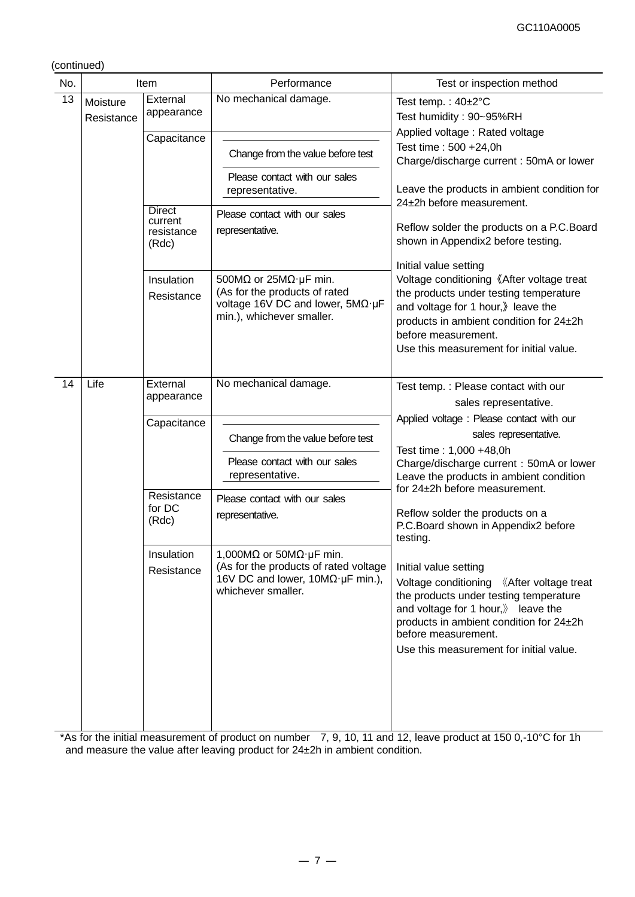(continued)

| No. | Item | | Performance | Test or inspection method |
|---|---|---|---|---|
| 13 | Moisture Resistance | External appearance | No mechanical damage. | Test temp. : 40±2°C<br>Test humidity : 90~95%RH<br>Applied voltage : Rated voltage<br>Test time : 500 +24,0h<br>Charge/discharge current : 50mA or lower<br><br>Leave the products in ambient condition for 24±2h before measurement.<br><br>Reflow solder the products on a P.C.Board shown in Appendix2 before testing.<br><br>Initial value setting<br>Voltage conditioning《After voltage treat the products under testing temperature and voltage for 1 hour,》leave the products in ambient condition for 24±2h before measurement.<br>Use this measurement for initial value. |
| | | Capacitance | Change from the value before test<br>Please contact with our sales representative. | |
| | | Direct current resistance (Rdc) | Please contact with our sales representative. | |
| | | Insulation Resistance | 500MΩ or 25MΩ·μF min.<br>(As for the products of rated voltage 16V DC and lower, 5MΩ·μF min.), whichever smaller. | |
| 14 | Life | External appearance | No mechanical damage. | Test temp. : Please contact with our sales representative.<br>Applied voltage : Please contact with our sales representative.<br>Test time : 1,000 +48,0h<br>Charge/discharge current : 50mA or lower<br>Leave the products in ambient condition for 24±2h before measurement.<br><br>Reflow solder the products on a P.C.Board shown in Appendix2 before testing.<br><br>Initial value setting<br>Voltage conditioning 《After voltage treat the products under testing temperature and voltage for 1 hour,》 leave the products in ambient condition for 24±2h before measurement.<br>Use this measurement for initial value. |
| | | Capacitance | Change from the value before test<br>Please contact with our sales representative. | |
| | | Resistance for DC (Rdc) | Please contact with our sales representative. | |
| | | Insulation Resistance | 1,000MΩ or 50MΩ·μF min.<br>(As for the products of rated voltage 16V DC and lower, 10MΩ·μF min.), whichever smaller. | |

*As for the initial measurement of product on number 7, 9, 10, 11 and 12, leave product at 150 0,-10°C for 1h and measure the value after leaving product for 24±2h in ambient condition.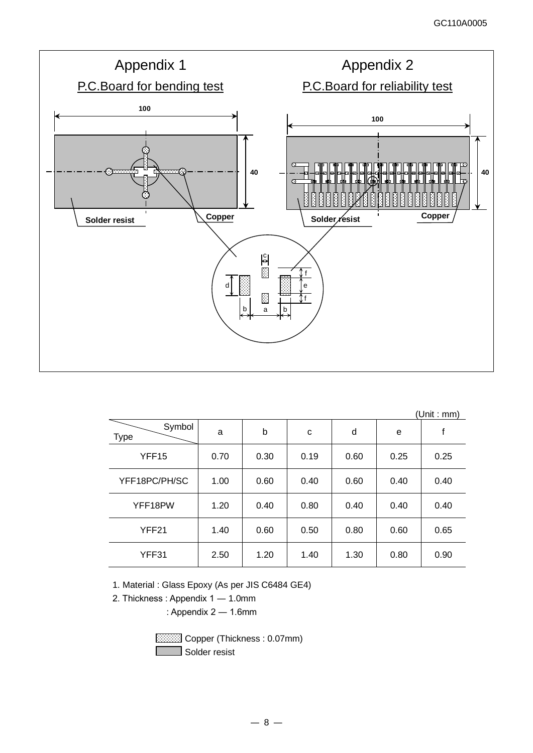## Appendix 1

### P.C.Board for bending test

100

40

Solder resist

Copper

## Appendix 2

### P.C.Board for reliability test

100

40

Solder resist

Copper

(Unit : mm)

| Type \ Symbol | a | b | c | d | e | f |
|---|---|---|---|---|---|---|
| YFF15 | 0.70 | 0.30 | 0.19 | 0.60 | 0.25 | 0.25 |
| YFF18PC/PH/SC | 1.00 | 0.60 | 0.40 | 0.60 | 0.40 | 0.40 |
| YFF18PW | 1.20 | 0.40 | 0.80 | 0.40 | 0.40 | 0.40 |
| YFF21 | 1.40 | 0.60 | 0.50 | 0.80 | 0.60 | 0.65 |
| YFF31 | 2.50 | 1.20 | 1.40 | 1.30 | 0.80 | 0.90 |

1. Material : Glass Epoxy (As per JIS C6484 GE4)
2. Thickness : Appendix 1 — 1.0mm
   : Appendix 2 — 1.6mm

Copper (Thickness : 0.07mm)

Solder resist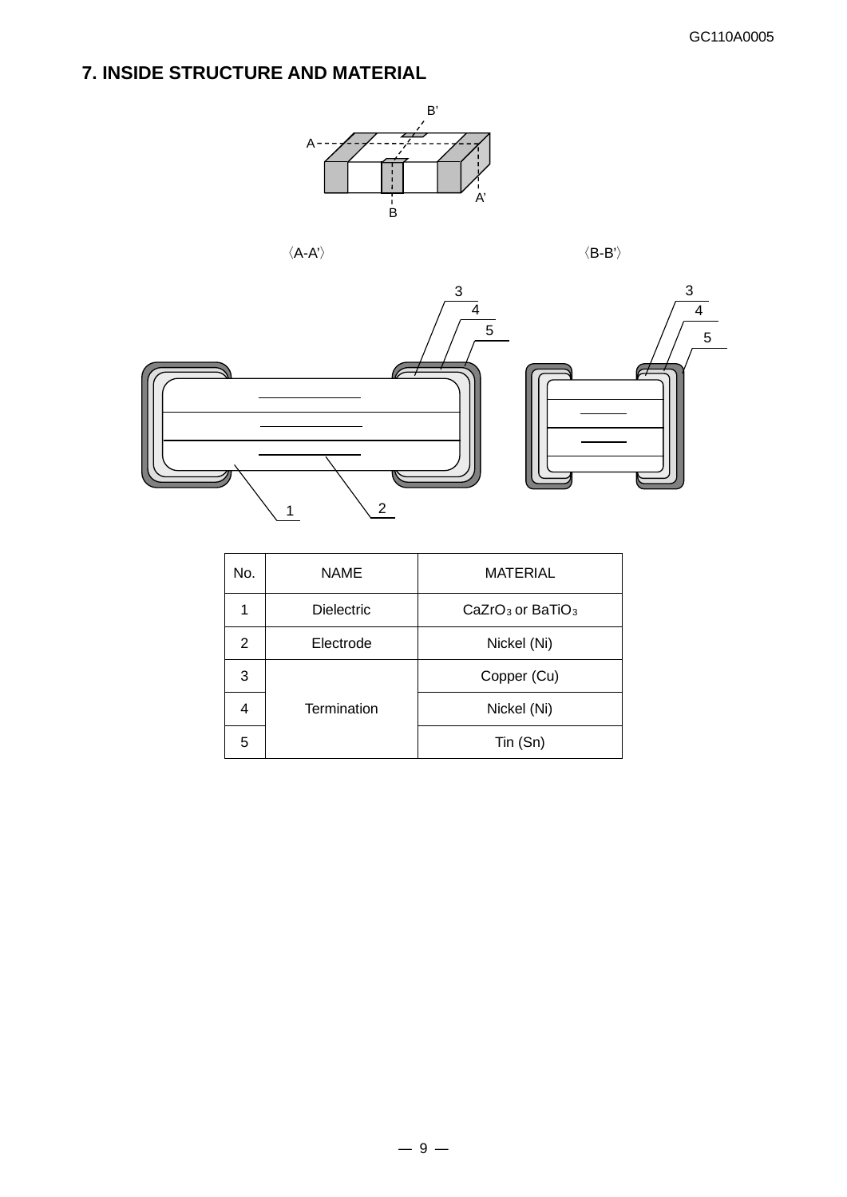## 7. INSIDE STRUCTURE AND MATERIAL

〈A-A'〉 〈B-B'〉

| No. | NAME | MATERIAL |
|---|---|---|
| 1 | Dielectric | $CaZrO_3$ or $BaTiO_3$ |
| 2 | Electrode | Nickel (Ni) |
| 3 | Termination | Copper (Cu) |
| 4 | | Nickel (Ni) |
| 5 | | Tin (Sn) |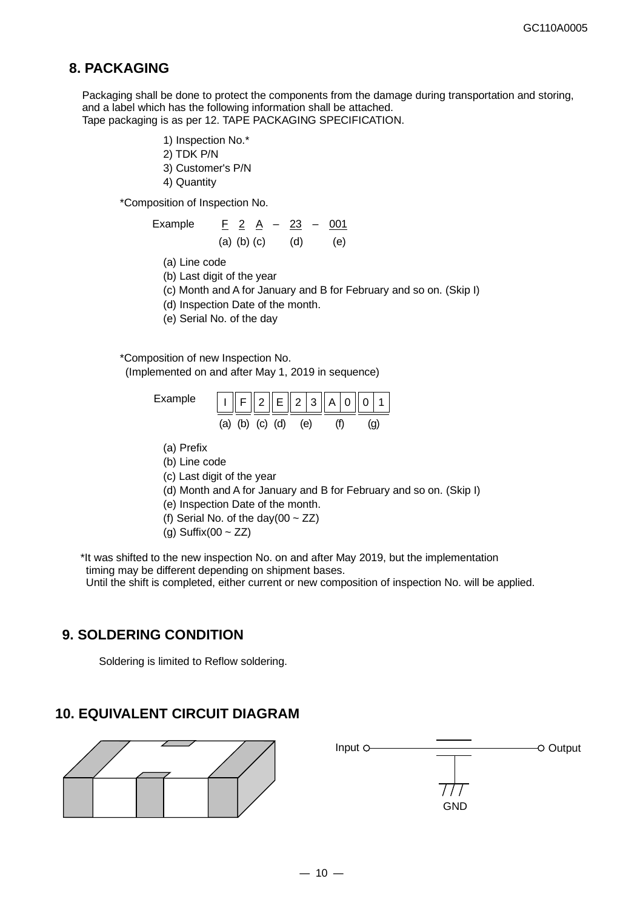## 8. PACKAGING

Packaging shall be done to protect the components from the damage during transportation and storing, and a label which has the following information shall be attached.
Tape packaging is as per 12. TAPE PACKAGING SPECIFICATION.

1) Inspection No.*
2) TDK P/N
3) Customer's P/N
4) Quantity

*Composition of Inspection No.

Example F 2 A – 23 – 001
(a) (b) (c) (d) (e)

(a) Line code
(b) Last digit of the year
(c) Month and A for January and B for February and so on. (Skip I)
(d) Inspection Date of the month.
(e) Serial No. of the day

*Composition of new Inspection No.
(Implemented on and after May 1, 2019 in sequence)

Example

| I | F | 2 | E | 2 3 | A 0 | 0 1 |
|---|---|---|---|---|---|---|
| (a) | (b) | (c) | (d) | (e) | (f) | (g) |

(a) Prefix
(b) Line code
(c) Last digit of the year
(d) Month and A for January and B for February and so on. (Skip I)
(e) Inspection Date of the month.
(f) Serial No. of the day(00 ~ ZZ)
(g) Suffix(00 ~ ZZ)

*It was shifted to the new inspection No. on and after May 2019, but the implementation timing may be different depending on shipment bases.
Until the shift is completed, either current or new composition of inspection No. will be applied.

## 9. SOLDERING CONDITION

Soldering is limited to Reflow soldering.

## 10. EQUIVALENT CIRCUIT DIAGRAM

Input Output
GND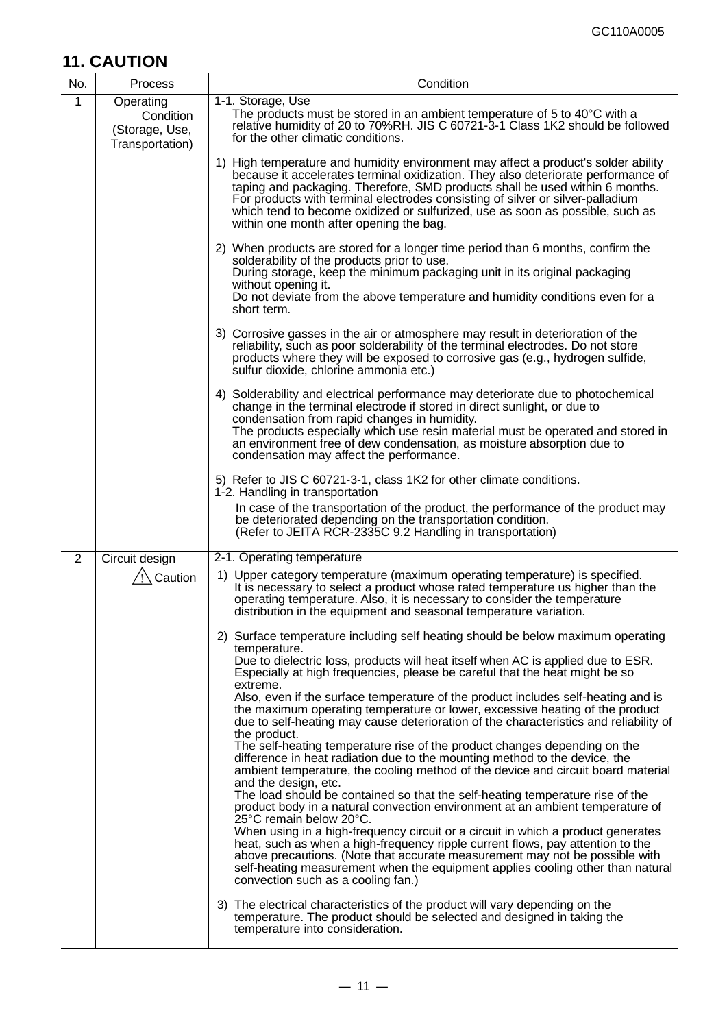## 11. CAUTION

| No. | Process | Condition |
|---|---|---|
| 1 | Operating Condition (Storage, Use, Transportation) | 1-1. Storage, Use<br>The products must be stored in an ambient temperature of 5 to 40°C with a relative humidity of 20 to 70%RH. JIS C 60721-3-1 Class 1K2 should be followed for the other climatic conditions.<br><br>1) High temperature and humidity environment may affect a product's solder ability because it accelerates terminal oxidization. They also deteriorate performance of taping and packaging. Therefore, SMD products shall be used within 6 months. For products with terminal electrodes consisting of silver or silver-palladium which tend to become oxidized or sulfurized, use as soon as possible, such as within one month after opening the bag.<br><br>2) When products are stored for a longer time period than 6 months, confirm the solderability of the products prior to use.<br>During storage, keep the minimum packaging unit in its original packaging without opening it.<br>Do not deviate from the above temperature and humidity conditions even for a short term.<br><br>3) Corrosive gasses in the air or atmosphere may result in deterioration of the reliability, such as poor solderability of the terminal electrodes. Do not store products where they will be exposed to corrosive gas (e.g., hydrogen sulfide, sulfur dioxide, chlorine ammonia etc.)<br><br>4) Solderability and electrical performance may deteriorate due to photochemical change in the terminal electrode if stored in direct sunlight, or due to condensation from rapid changes in humidity.<br>The products especially which use resin material must be operated and stored in an environment free of dew condensation, as moisture absorption due to condensation may affect the performance.<br><br>5) Refer to JIS C 60721-3-1, class 1K2 for other climate conditions.<br>1-2. Handling in transportation<br>In case of the transportation of the product, the performance of the product may be deteriorated depending on the transportation condition.<br>(Refer to JEITA RCR-2335C 9.2 Handling in transportation) |
| 2 | Circuit design<br>⚠ Caution | 2-1. Operating temperature<br>1) Upper category temperature (maximum operating temperature) is specified. It is necessary to select a product whose rated temperature us higher than the operating temperature. Also, it is necessary to consider the temperature distribution in the equipment and seasonal temperature variation.<br><br>2) Surface temperature including self heating should be below maximum operating temperature.<br>Due to dielectric loss, products will heat itself when AC is applied due to ESR. Especially at high frequencies, please be careful that the heat might be so extreme.<br>Also, even if the surface temperature of the product includes self-heating and is the maximum operating temperature or lower, excessive heating of the product due to self-heating may cause deterioration of the characteristics and reliability of the product.<br>The self-heating temperature rise of the product changes depending on the difference in heat radiation due to the mounting method to the device, the ambient temperature, the cooling method of the device and circuit board material and the design, etc.<br>The load should be contained so that the self-heating temperature rise of the product body in a natural convection environment at an ambient temperature of 25°C remain below 20°C.<br>When using in a high-frequency circuit or a circuit in which a product generates heat, such as when a high-frequency ripple current flows, pay attention to the above precautions. (Note that accurate measurement may not be possible with self-heating measurement when the equipment applies cooling other than natural convection such as a cooling fan.)<br><br>3) The electrical characteristics of the product will vary depending on the temperature. The product should be selected and designed in taking the temperature into consideration. |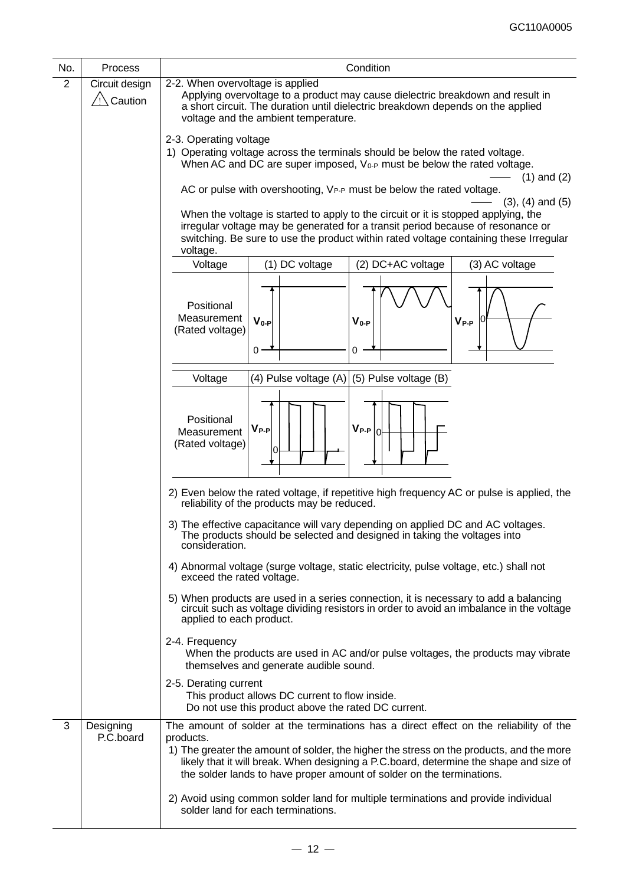| No. | Process | Condition |
|---|---|---|
| 2 | Circuit design<br>⚠ Caution | 2-2. When overvoltage is applied<br>Applying overvoltage to a product may cause dielectric breakdown and result in a short circuit. The duration until dielectric breakdown depends on the applied voltage and the ambient temperature.<br><br>2-3. Operating voltage<br>1) Operating voltage across the terminals should be below the rated voltage.<br>When AC and DC are super imposed, $V_{0\text{-}P}$ must be below the rated voltage. —— (1) and (2)<br>AC or pulse with overshooting, $V_{P\text{-}P}$ must be below the rated voltage. —— (3), (4) and (5)<br>When the voltage is started to apply to the circuit or it is stopped applying, the irregular voltage may be generated for a transit period because of resonance or switching. Be sure to use the product within rated voltage containing these Irregular voltage. |

| Voltage | (1) DC voltage | (2) DC+AC voltage | (3) AC voltage |
|---|---|---|---|
| Positional Measurement (Rated voltage) | $V_{0\text{-}P}$ | $V_{0\text{-}P}$ | $V_{P\text{-}P}$ |

| Voltage | (4) Pulse voltage (A) | (5) Pulse voltage (B) |
|---|---|---|
| Positional Measurement (Rated voltage) | $V_{P\text{-}P}$ | $V_{P\text{-}P}$ |

| No. | Process | Condition |
|---|---|---|
| 2 | Circuit design<br>⚠ Caution | 2) Even below the rated voltage, if repetitive high frequency AC or pulse is applied, the reliability of the products may be reduced.<br><br>3) The effective capacitance will vary depending on applied DC and AC voltages. The products should be selected and designed in taking the voltages into consideration.<br><br>4) Abnormal voltage (surge voltage, static electricity, pulse voltage, etc.) shall not exceed the rated voltage.<br><br>5) When products are used in a series connection, it is necessary to add a balancing circuit such as voltage dividing resistors in order to avoid an imbalance in the voltage applied to each product.<br><br>2-4. Frequency<br>When the products are used in AC and/or pulse voltages, the products may vibrate themselves and generate audible sound.<br><br>2-5. Derating current<br>This product allows DC current to flow inside.<br>Do not use this product above the rated DC current. |
| 3 | Designing P.C.board | The amount of solder at the terminations has a direct effect on the reliability of the products.<br>1) The greater the amount of solder, the higher the stress on the products, and the more likely that it will break. When designing a P.C.board, determine the shape and size of the solder lands to have proper amount of solder on the terminations.<br><br>2) Avoid using common solder land for multiple terminations and provide individual solder land for each terminations. |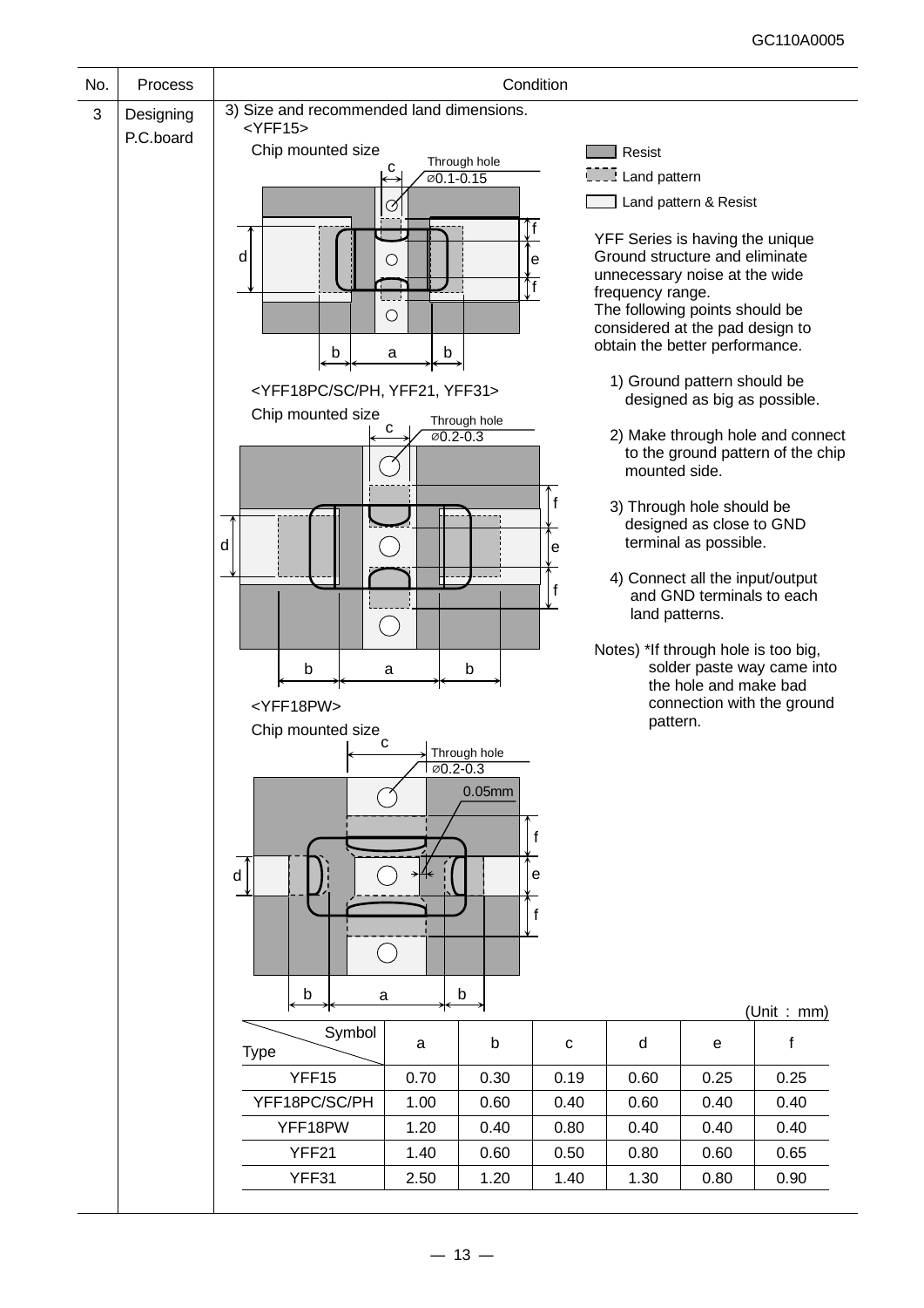| No. | Process | Condition |
|---|---|---|
| 3 | Designing P.C.board | 3) Size and recommended land dimensions. |

<YFF15>

Chip mounted size

Through hole ⌀0.1-0.15

<YFF18PC/SC/PH, YFF21, YFF31>

Chip mounted size

Through hole ⌀0.2-0.3

<YFF18PW>

Chip mounted size

Through hole ⌀0.2-0.3

0.05mm

Resist

Land pattern

Land pattern & Resist

YFF Series is having the unique Ground structure and eliminate unnecessary noise at the wide frequency range.
The following points should be considered at the pad design to obtain the better performance.

1) Ground pattern should be designed as big as possible.

2) Make through hole and connect to the ground pattern of the chip mounted side.

3) Through hole should be designed as close to GND terminal as possible.

4) Connect all the input/output and GND terminals to each land patterns.

Notes) *If through hole is too big, solder paste way came into the hole and make bad connection with the ground pattern.

(Unit : mm)

| Type \ Symbol | a | b | c | d | e | f |
|---|---|---|---|---|---|---|
| YFF15 | 0.70 | 0.30 | 0.19 | 0.60 | 0.25 | 0.25 |
| YFF18PC/SC/PH | 1.00 | 0.60 | 0.40 | 0.60 | 0.40 | 0.40 |
| YFF18PW | 1.20 | 0.40 | 0.80 | 0.40 | 0.40 | 0.40 |
| YFF21 | 1.40 | 0.60 | 0.50 | 0.80 | 0.60 | 0.65 |
| YFF31 | 2.50 | 1.20 | 1.40 | 1.30 | 0.80 | 0.90 |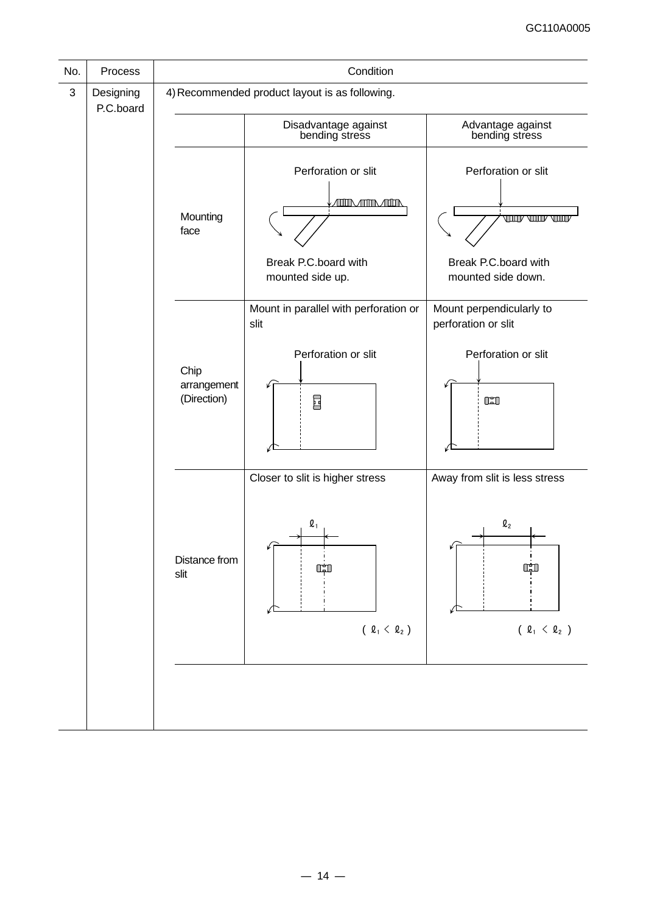| No. | Process | Condition |
|---|---|---|
| 3 | Designing P.C.board | 4) Recommended product layout is as following. |

| | Disadvantage against bending stress | Advantage against bending stress |
|---|---|---|
| Mounting face | Perforation or slit<br><br>Break P.C.board with mounted side up. | Perforation or slit<br><br>Break P.C.board with mounted side down. |
| Chip arrangement (Direction) | Mount in parallel with perforation or slit<br><br>Perforation or slit | Mount perpendicularly to perforation or slit<br><br>Perforation or slit |
| Distance from slit | Closer to slit is higher stress<br><br>$\ell_1$<br><br>( $\ell_1 < \ell_2$ ) | Away from slit is less stress<br><br>$\ell_2$<br><br>( $\ell_1 < \ell_2$ ) |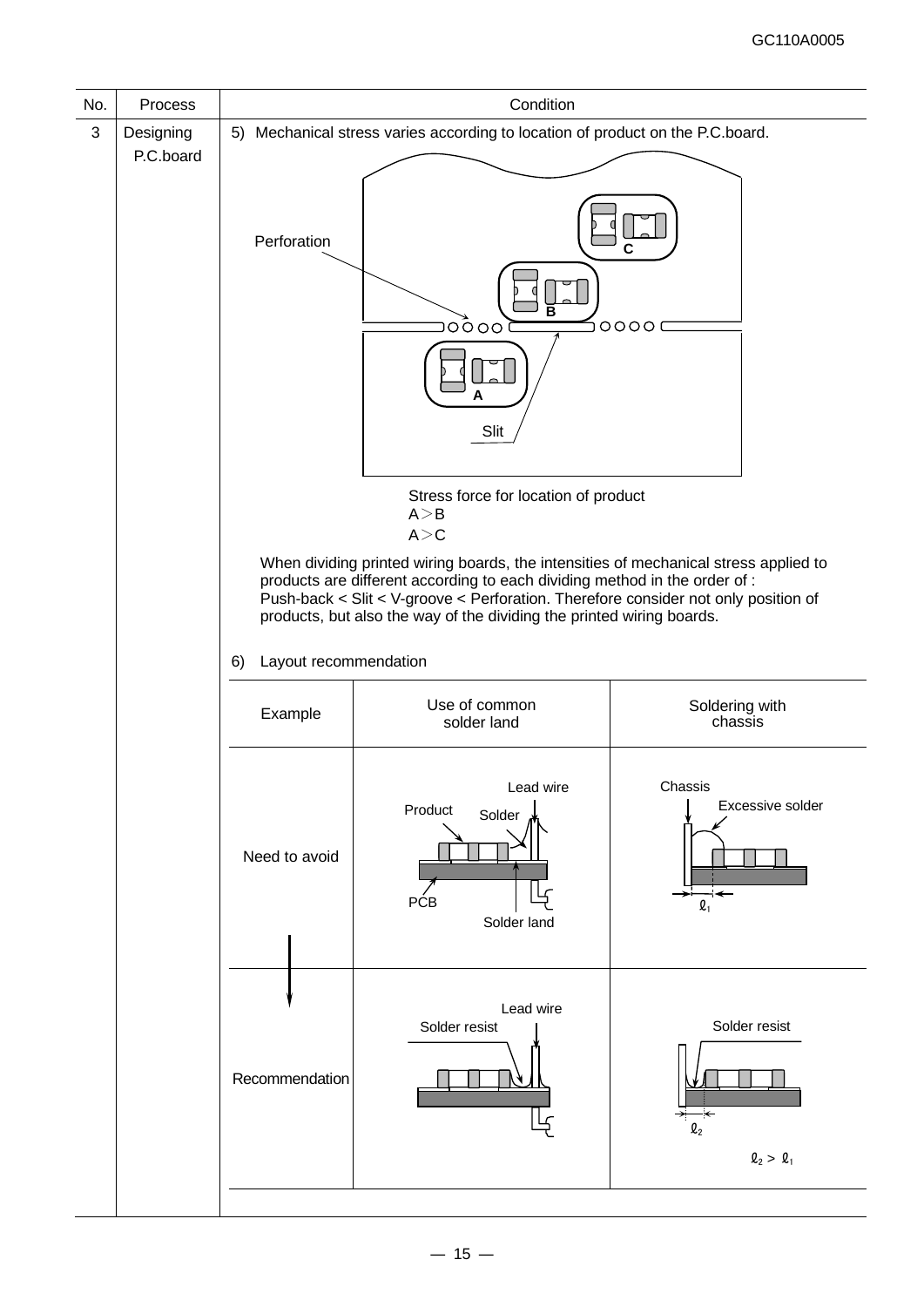| No. | Process | Condition |
|---|---|---|
| 3 | Designing P.C.board | 5) Mechanical stress varies according to location of product on the P.C.board. |

Perforation

C

B

A

Slit

Stress force for location of product
A＞B
A＞C

When dividing printed wiring boards, the intensities of mechanical stress applied to products are different according to each dividing method in the order of : Push-back < Slit < V-groove < Perforation. Therefore consider not only position of products, but also the way of the dividing the printed wiring boards.

6) Layout recommendation

| Example | Use of common solder land | Soldering with chassis |
|---|---|---|
| Need to avoid | Lead wire, Product, Solder, PCB, Solder land | Chassis, Excessive solder, $\ell_1$ |
| Recommendation | Lead wire, Solder resist | Solder resist, $\ell_2$; $\ell_2 > \ell_1$ |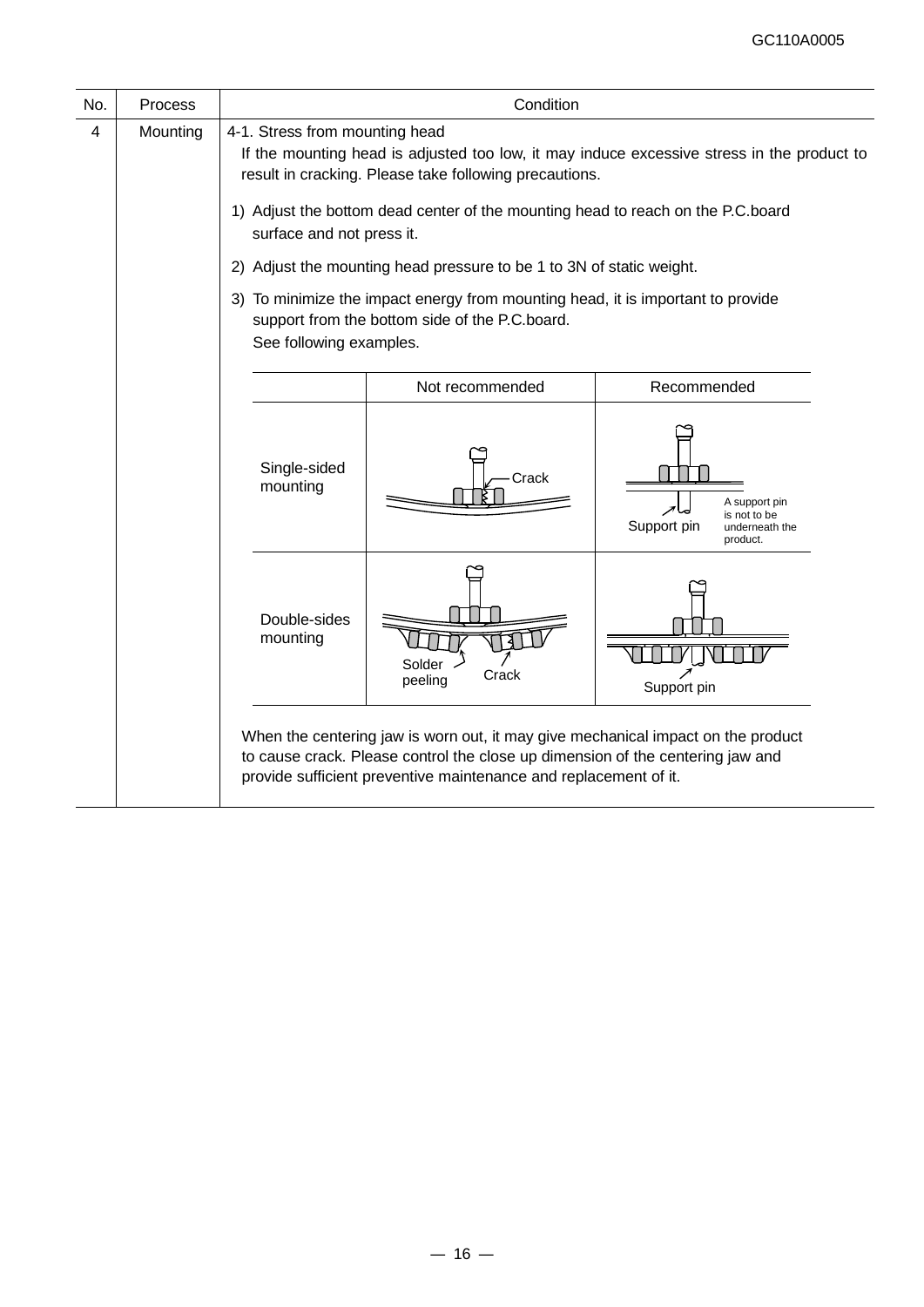| No. | Process | Condition |
|---|---|---|
| 4 | Mounting | 4-1. Stress from mounting head<br>If the mounting head is adjusted too low, it may induce excessive stress in the product to result in cracking. Please take following precautions.<br>1) Adjust the bottom dead center of the mounting head to reach on the P.C.board surface and not press it.<br>2) Adjust the mounting head pressure to be 1 to 3N of static weight.<br>3) To minimize the impact energy from mounting head, it is important to provide support from the bottom side of the P.C.board.<br>See following examples. |

| | Not recommended | Recommended |
|---|---|---|
| Single-sided mounting | Crack | Support pin<br>A support pin is not to be underneath the product. |
| Double-sides mounting | Solder peeling<br>Crack | Support pin |

When the centering jaw is worn out, it may give mechanical impact on the product to cause crack. Please control the close up dimension of the centering jaw and provide sufficient preventive maintenance and replacement of it.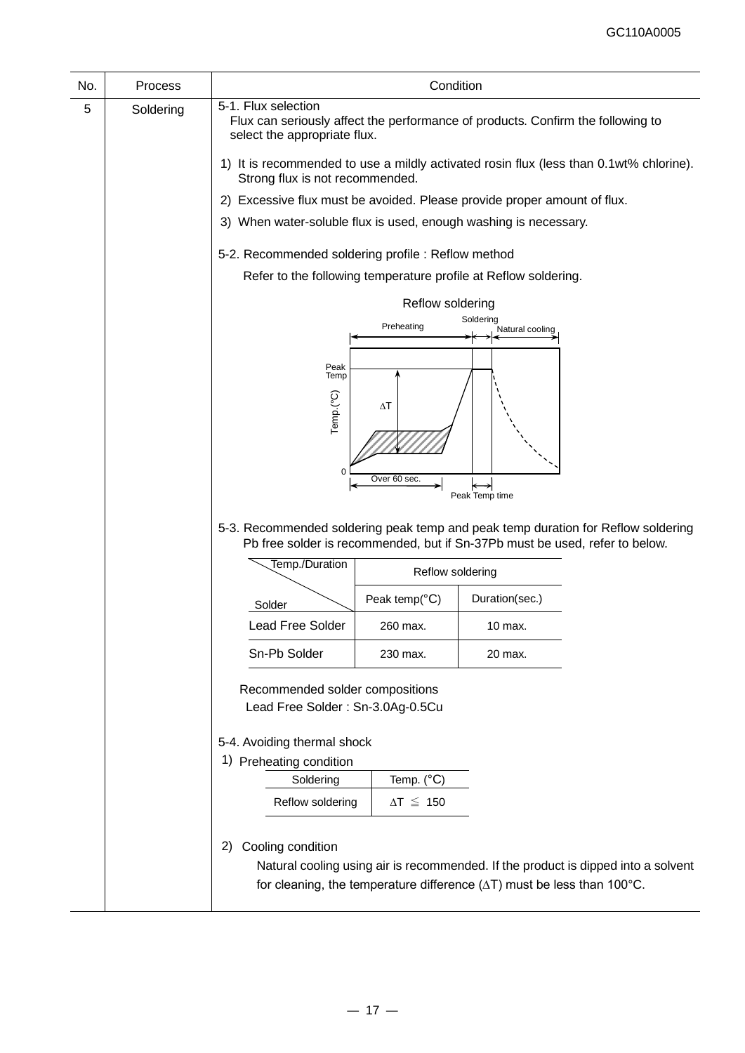| No. | Process | Condition |
|---|---|---|
| 5 | Soldering | 5-1. Flux selection<br>Flux can seriously affect the performance of products. Confirm the following to select the appropriate flux.<br>1) It is recommended to use a mildly activated rosin flux (less than 0.1wt% chlorine). Strong flux is not recommended.<br>2) Excessive flux must be avoided. Please provide proper amount of flux.<br>3) When water-soluble flux is used, enough washing is necessary. |

5-2. Recommended soldering profile : Reflow method

Refer to the following temperature profile at Reflow soldering.

Reflow soldering

Preheating / Soldering / Natural cooling

Peak Temp, Temp.(°C), $\Delta T$, 0, Over 60 sec., Peak Temp time

5-3. Recommended soldering peak temp and peak temp duration for Reflow soldering
Pb free solder is recommended, but if Sn-37Pb must be used, refer to below.

| Temp./Duration \ Solder | Reflow soldering | |
|---|---|---|
| | Peak temp(°C) | Duration(sec.) |
| Lead Free Solder | 260 max. | 10 max. |
| Sn-Pb Solder | 230 max. | 20 max. |

Recommended solder compositions
Lead Free Solder : Sn-3.0Ag-0.5Cu

5-4. Avoiding thermal shock

1) Preheating condition

| Soldering | Temp. (°C) |
|---|---|
| Reflow soldering | $\Delta T \leqq 150$ |

2) Cooling condition

Natural cooling using air is recommended. If the product is dipped into a solvent for cleaning, the temperature difference ($\Delta T$) must be less than 100°C.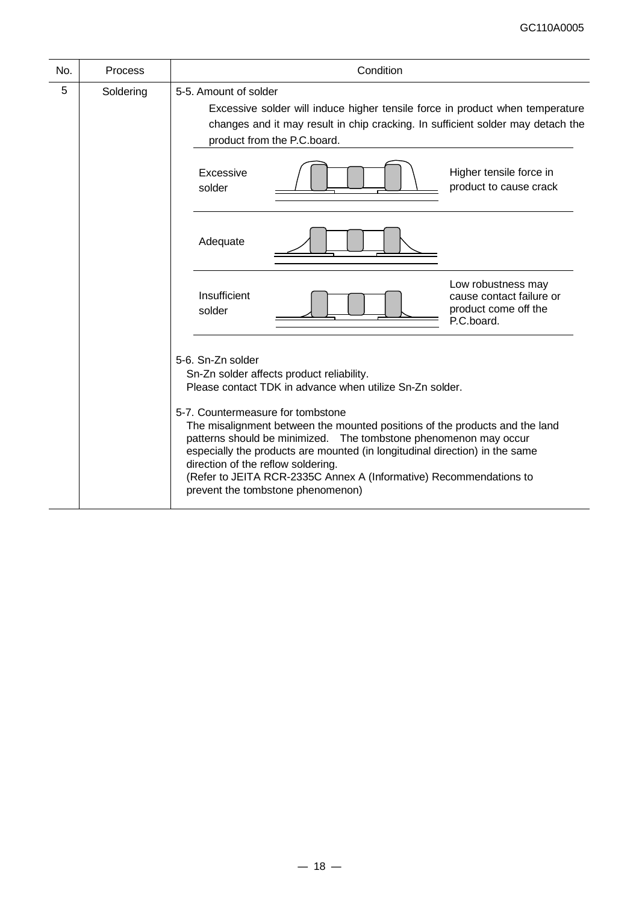| No. | Process | Condition |
| --- | --- | --- |
| 5 | Soldering | 5-5. Amount of solder<br>Excessive solder will induce higher tensile force in product when temperature changes and it may result in chip cracking. In sufficient solder may detach the product from the P.C.board.<br><br>Excessive solder — Higher tensile force in product to cause crack<br>Adequate<br>Insufficient solder — Low robustness may cause contact failure or product come off the P.C.board.<br><br>5-6. Sn-Zn solder<br>Sn-Zn solder affects product reliability.<br>Please contact TDK in advance when utilize Sn-Zn solder.<br><br>5-7. Countermeasure for tombstone<br>The misalignment between the mounted positions of the products and the land patterns should be minimized. The tombstone phenomenon may occur especially the products are mounted (in longitudinal direction) in the same direction of the reflow soldering.<br>(Refer to JEITA RCR-2335C Annex A (Informative) Recommendations to prevent the tombstone phenomenon) |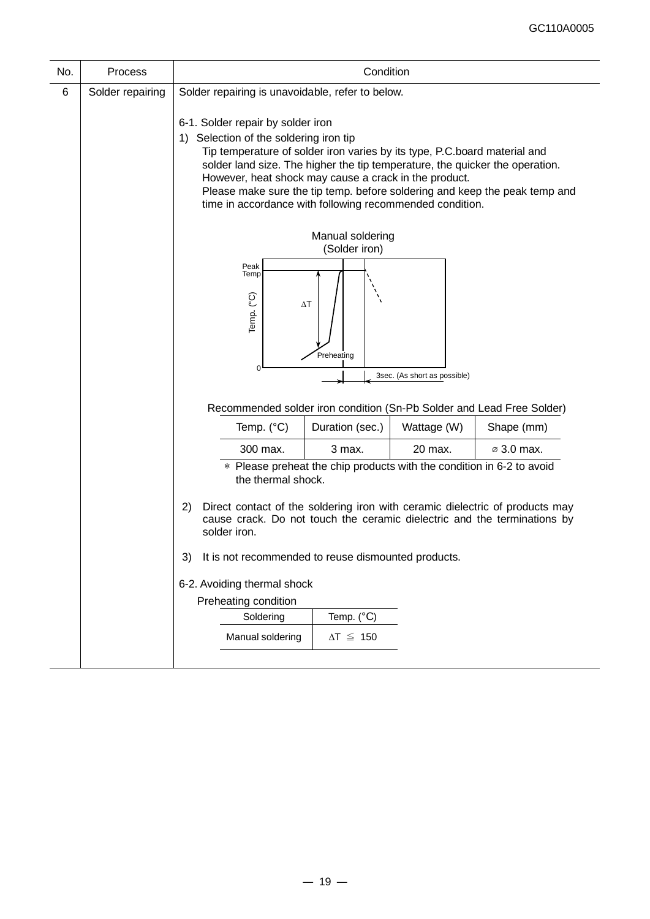| No. | Process | Condition |
|---|---|---|
| 6 | Solder repairing | Solder repairing is unavoidable, refer to below. |

6-1. Solder repair by solder iron

1) Selection of the soldering iron tip
   Tip temperature of solder iron varies by its type, P.C.board material and solder land size. The higher the tip temperature, the quicker the operation. However, heat shock may cause a crack in the product.
   Please make sure the tip temp. before soldering and keep the peak temp and time in accordance with following recommended condition.

Manual soldering
(Solder iron)

Peak Temp

Temp. (°C)

ΔT

Preheating

0

3sec. (As short as possible)

Recommended solder iron condition (Sn-Pb Solder and Lead Free Solder)

| Temp. (°C) | Duration (sec.) | Wattage (W) | Shape (mm) |
|---|---|---|---|
| 300 max. | 3 max. | 20 max. | ⌀ 3.0 max. |

∗ Please preheat the chip products with the condition in 6-2 to avoid the thermal shock.

2) Direct contact of the soldering iron with ceramic dielectric of products may cause crack. Do not touch the ceramic dielectric and the terminations by solder iron.

3) It is not recommended to reuse dismounted products.

6-2. Avoiding thermal shock

Preheating condition

| Soldering | Temp. (°C) |
|---|---|
| Manual soldering | $\Delta T \leqq 150$ |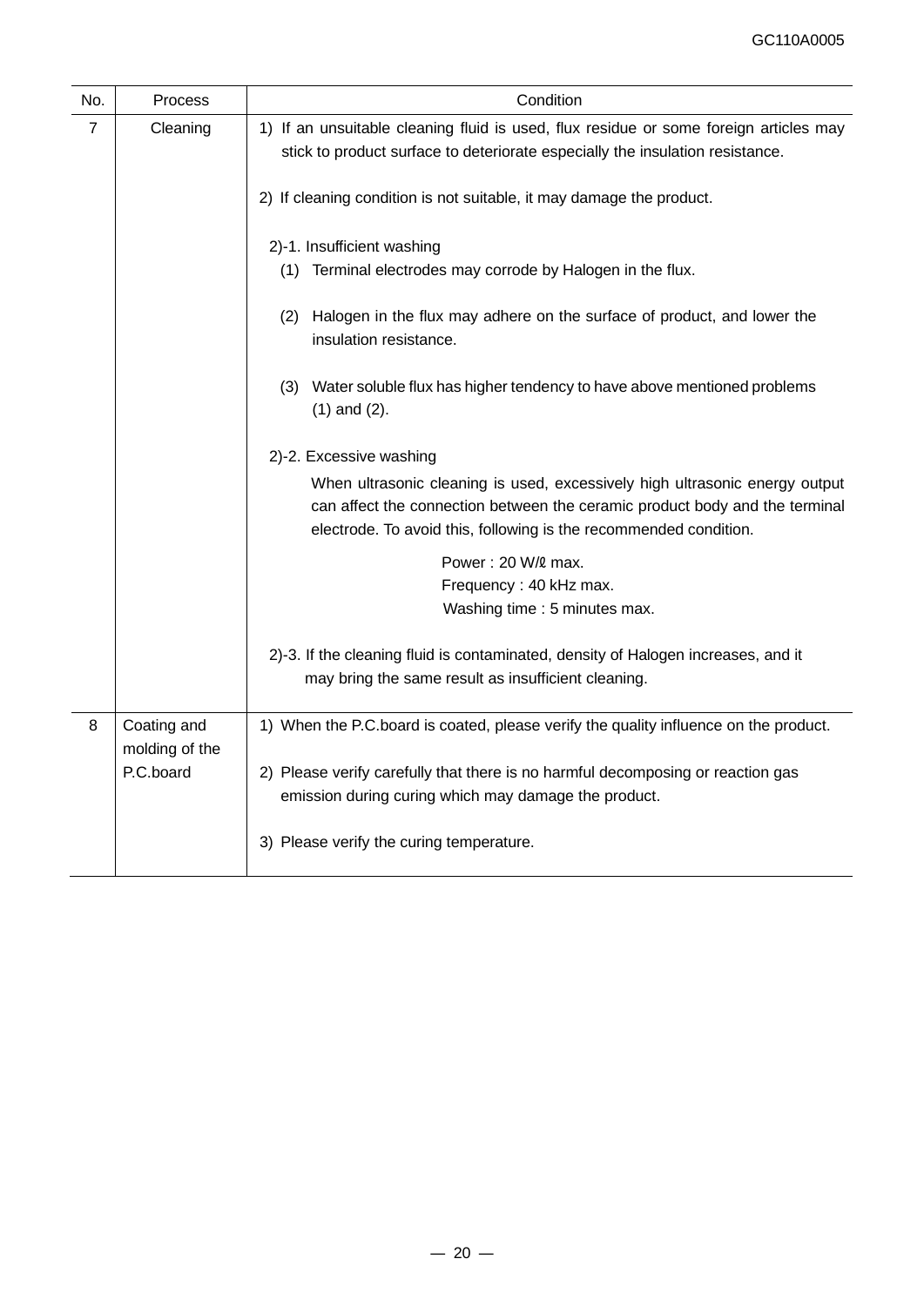| No. | Process | Condition |
|---|---|---|
| 7 | Cleaning | 1) If an unsuitable cleaning fluid is used, flux residue or some foreign articles may stick to product surface to deteriorate especially the insulation resistance.<br><br>2) If cleaning condition is not suitable, it may damage the product.<br><br>2)-1. Insufficient washing<br>(1) Terminal electrodes may corrode by Halogen in the flux.<br><br>(2) Halogen in the flux may adhere on the surface of product, and lower the insulation resistance.<br><br>(3) Water soluble flux has higher tendency to have above mentioned problems (1) and (2).<br><br>2)-2. Excessive washing<br>When ultrasonic cleaning is used, excessively high ultrasonic energy output can affect the connection between the ceramic product body and the terminal electrode. To avoid this, following is the recommended condition.<br><br>Power : 20 W/ℓ max.<br>Frequency : 40 kHz max.<br>Washing time : 5 minutes max.<br><br>2)-3. If the cleaning fluid is contaminated, density of Halogen increases, and it may bring the same result as insufficient cleaning. |
| 8 | Coating and molding of the P.C.board | 1) When the P.C.board is coated, please verify the quality influence on the product.<br><br>2) Please verify carefully that there is no harmful decomposing or reaction gas emission during curing which may damage the product.<br><br>3) Please verify the curing temperature. |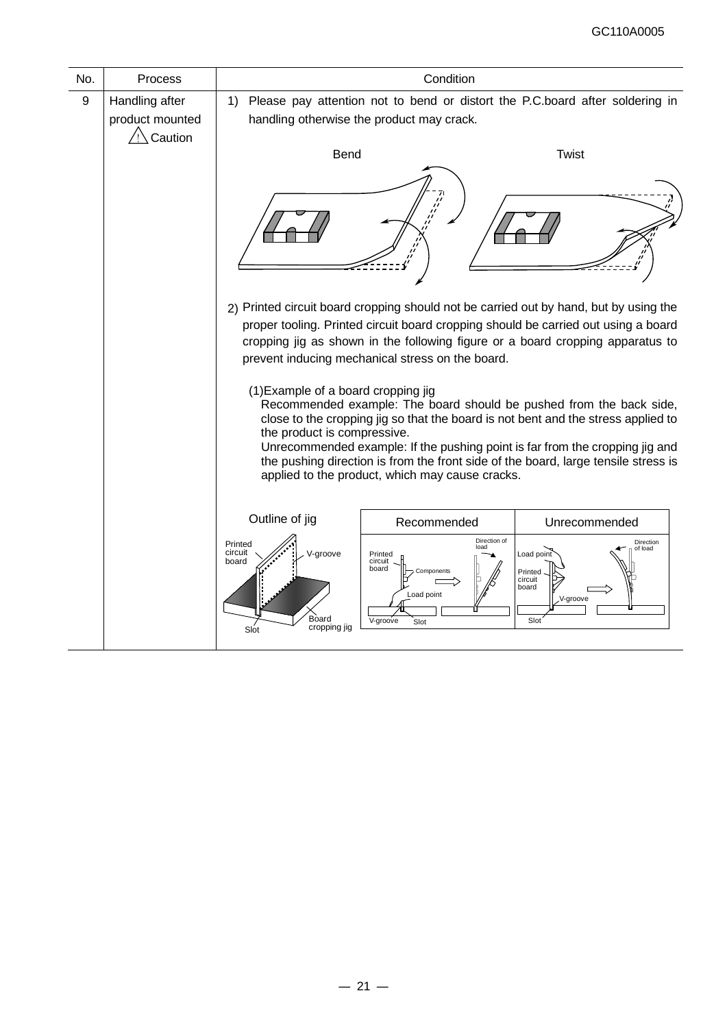| No. | Process | Condition |
|---|---|---|
| 9 | Handling after product mounted ⚠ Caution | 1) Please pay attention not to bend or distort the P.C.board after soldering in handling otherwise the product may crack.<br><br>Bend Twist<br><br>2) Printed circuit board cropping should not be carried out by hand, but by using the proper tooling. Printed circuit board cropping should be carried out using a board cropping jig as shown in the following figure or a board cropping apparatus to prevent inducing mechanical stress on the board.<br><br>(1)Example of a board cropping jig<br>Recommended example: The board should be pushed from the back side, close to the cropping jig so that the board is not bent and the stress applied to the product is compressive.<br>Unrecommended example: If the pushing point is far from the cropping jig and the pushing direction is from the front side of the board, large tensile stress is applied to the product, which may cause cracks.<br><br>Outline of jig: Printed circuit board, V-groove, Board cropping jig, Slot<br><br>Recommended: Printed circuit board, Components, Load point, Direction of load, V-groove, Slot<br><br>Unrecommended: Load point, Printed circuit board, V-groove, Direction of load, Slot |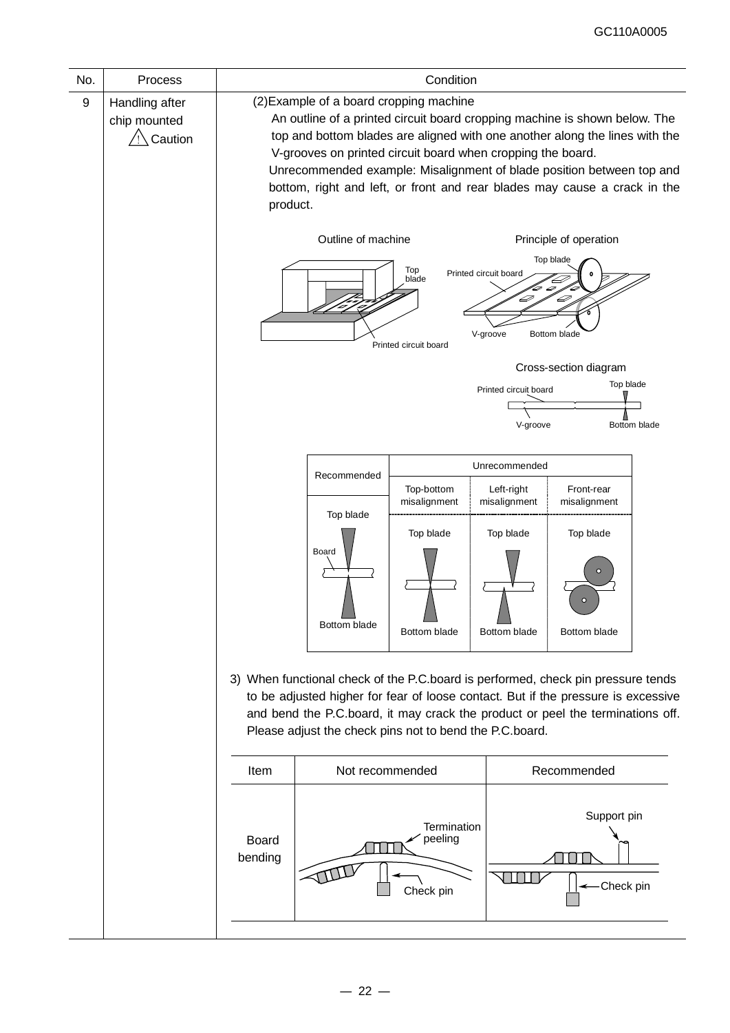| No. | Process | Condition |
|---|---|---|
| 9 | Handling after chip mounted ⚠ Caution | (2)Example of a board cropping machine<br>An outline of a printed circuit board cropping machine is shown below. The top and bottom blades are aligned with one another along the lines with the V-grooves on printed circuit board when cropping the board.<br>Unrecommended example: Misalignment of blade position between top and bottom, right and left, or front and rear blades may cause a crack in the product. |

Outline of machine

Top blade

Printed circuit board

Principle of operation

Top blade

Printed circuit board

V-groove

Bottom blade

Cross-section diagram

Printed circuit board

Top blade

V-groove

Bottom blade

| Recommended | Unrecommended | | |
|---|---|---|---|
| | Top-bottom misalignment | Left-right misalignment | Front-rear misalignment |
| Top blade<br>Board<br>Bottom blade | Top blade<br>Bottom blade | Top blade<br>Bottom blade | Top blade<br>Bottom blade |

3) When functional check of the P.C.board is performed, check pin pressure tends to be adjusted higher for fear of loose contact. But if the pressure is excessive and bend the P.C.board, it may crack the product or peel the terminations off. Please adjust the check pins not to bend the P.C.board.

| Item | Not recommended | Recommended |
|---|---|---|
| Board bending | Termination peeling<br>Check pin | Support pin<br>Check pin |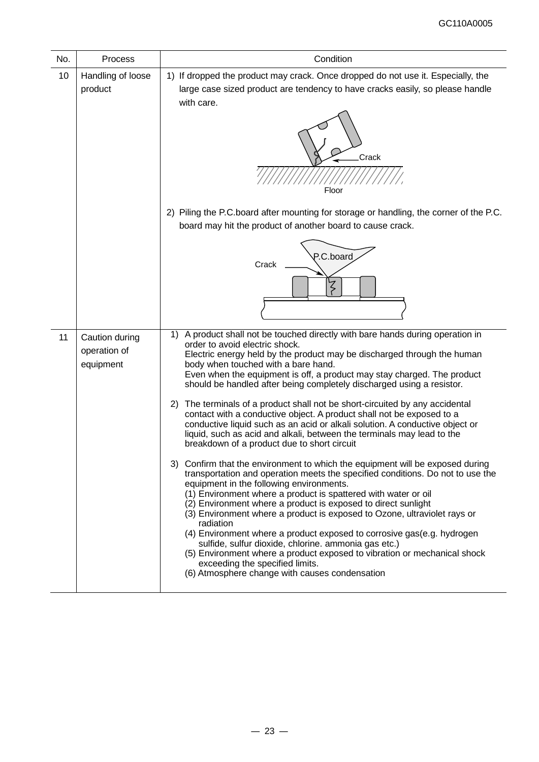| No. | Process | Condition |
|---|---|---|
| 10 | Handling of loose product | 1) If dropped the product may crack. Once dropped do not use it. Especially, the large case sized product are tendency to have cracks easily, so please handle with care.<br><br>Crack<br>Floor<br><br>2) Piling the P.C.board after mounting for storage or handling, the corner of the P.C. board may hit the product of another board to cause crack.<br><br>P.C.board<br>Crack |
| 11 | Caution during operation of equipment | 1) A product shall not be touched directly with bare hands during operation in order to avoid electric shock.<br>Electric energy held by the product may be discharged through the human body when touched with a bare hand.<br>Even when the equipment is off, a product may stay charged. The product should be handled after being completely discharged using a resistor.<br><br>2) The terminals of a product shall not be short-circuited by any accidental contact with a conductive object. A product shall not be exposed to a conductive liquid such as an acid or alkali solution. A conductive object or liquid, such as acid and alkali, between the terminals may lead to the breakdown of a product due to short circuit<br><br>3) Confirm that the environment to which the equipment will be exposed during transportation and operation meets the specified conditions. Do not to use the equipment in the following environments.<br>(1) Environment where a product is spattered with water or oil<br>(2) Environment where a product is exposed to direct sunlight<br>(3) Environment where a product is exposed to Ozone, ultraviolet rays or radiation<br>(4) Environment where a product exposed to corrosive gas(e.g. hydrogen sulfide, sulfur dioxide, chlorine. ammonia gas etc.)<br>(5) Environment where a product exposed to vibration or mechanical shock exceeding the specified limits.<br>(6) Atmosphere change with causes condensation |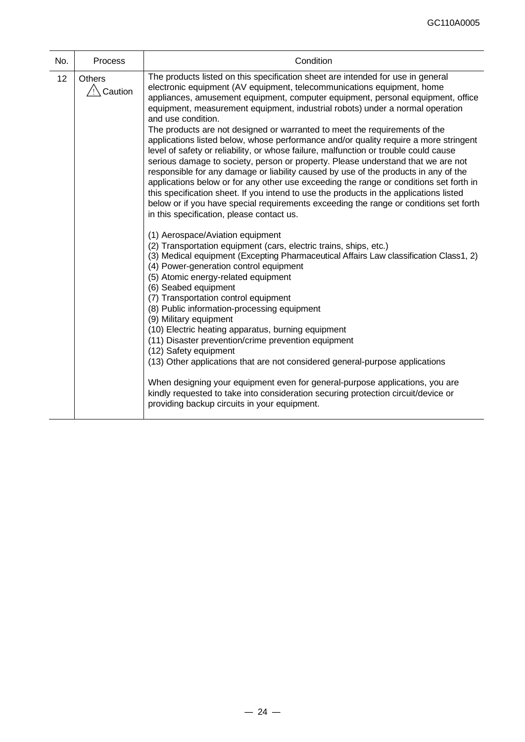| No. | Process | Condition |
| --- | --- | --- |
| 12 | Others ⚠ Caution | The products listed on this specification sheet are intended for use in general electronic equipment (AV equipment, telecommunications equipment, home appliances, amusement equipment, computer equipment, personal equipment, office equipment, measurement equipment, industrial robots) under a normal operation and use condition.<br>The products are not designed or warranted to meet the requirements of the applications listed below, whose performance and/or quality require a more stringent level of safety or reliability, or whose failure, malfunction or trouble could cause serious damage to society, person or property. Please understand that we are not responsible for any damage or liability caused by use of the products in any of the applications below or for any other use exceeding the range or conditions set forth in this specification sheet. If you intend to use the products in the applications listed below or if you have special requirements exceeding the range or conditions set forth in this specification, please contact us.<br><br>(1) Aerospace/Aviation equipment<br>(2) Transportation equipment (cars, electric trains, ships, etc.)<br>(3) Medical equipment (Excepting Pharmaceutical Affairs Law classification Class1, 2)<br>(4) Power-generation control equipment<br>(5) Atomic energy-related equipment<br>(6) Seabed equipment<br>(7) Transportation control equipment<br>(8) Public information-processing equipment<br>(9) Military equipment<br>(10) Electric heating apparatus, burning equipment<br>(11) Disaster prevention/crime prevention equipment<br>(12) Safety equipment<br>(13) Other applications that are not considered general-purpose applications<br><br>When designing your equipment even for general-purpose applications, you are kindly requested to take into consideration securing protection circuit/device or providing backup circuits in your equipment. |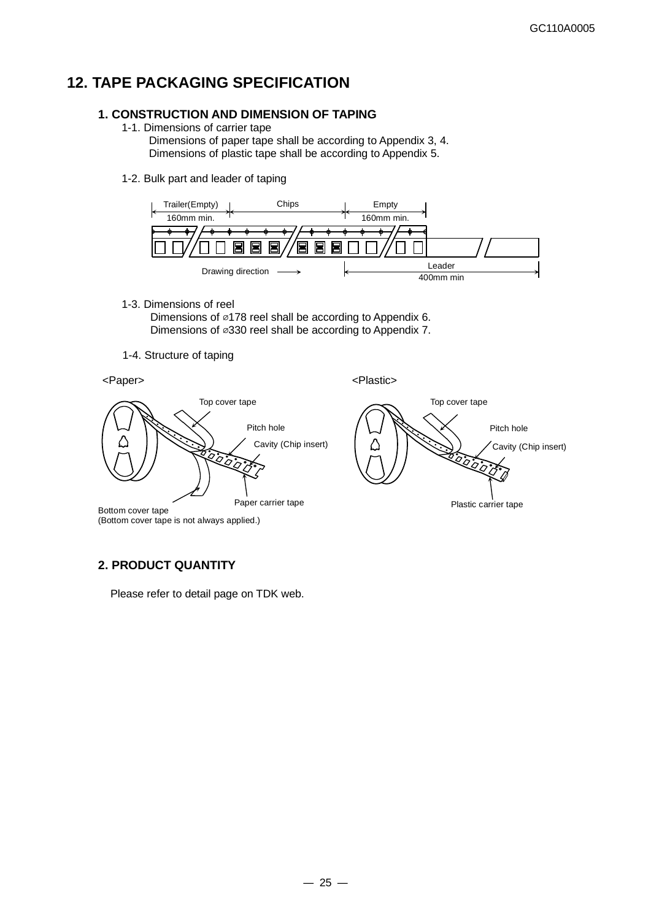## 12. TAPE PACKAGING SPECIFICATION

### 1. CONSTRUCTION AND DIMENSION OF TAPING

1-1. Dimensions of carrier tape

Dimensions of paper tape shall be according to Appendix 3, 4.
Dimensions of plastic tape shall be according to Appendix 5.

1-2. Bulk part and leader of taping

Trailer(Empty) 160mm min. | Chips | Empty 160mm min.

Drawing direction →

Leader 400mm min

1-3. Dimensions of reel

Dimensions of ⌀178 reel shall be according to Appendix 6.
Dimensions of ⌀330 reel shall be according to Appendix 7.

1-4. Structure of taping

<Paper>

Top cover tape
Pitch hole
Cavity (Chip insert)
Paper carrier tape
Bottom cover tape
(Bottom cover tape is not always applied.)

<Plastic>

Top cover tape
Pitch hole
Cavity (Chip insert)
Plastic carrier tape

### 2. PRODUCT QUANTITY

Please refer to detail page on TDK web.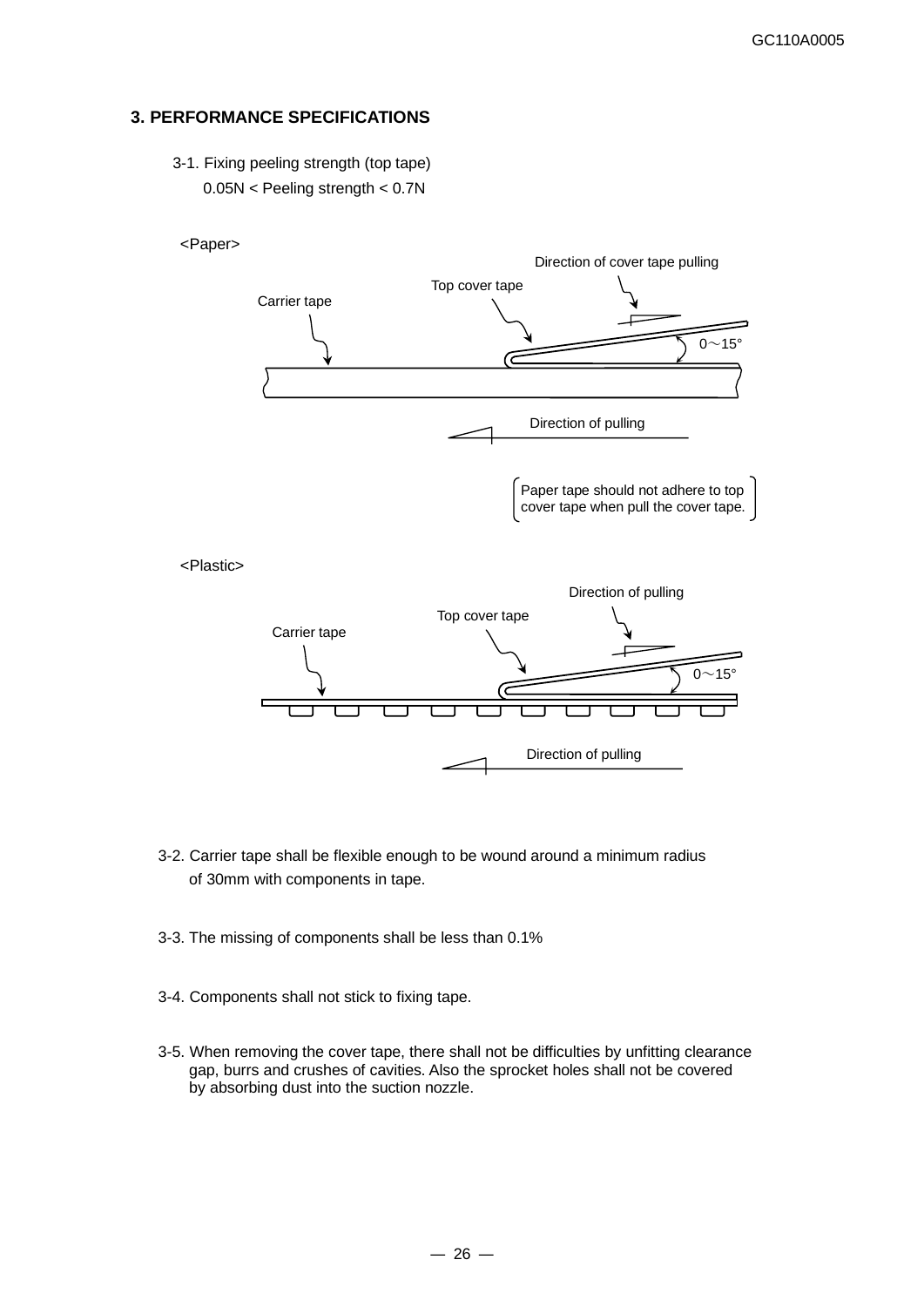## 3. PERFORMANCE SPECIFICATIONS

3-1. Fixing peeling strength (top tape)

0.05N < Peeling strength < 0.7N

<Paper>

Direction of cover tape pulling

Top cover tape

Carrier tape

0～15°

Direction of pulling

Paper tape should not adhere to top cover tape when pull the cover tape.

<Plastic>

Direction of pulling

Top cover tape

Carrier tape

0～15°

Direction of pulling

3-2. Carrier tape shall be flexible enough to be wound around a minimum radius of 30mm with components in tape.

3-3. The missing of components shall be less than 0.1%

3-4. Components shall not stick to fixing tape.

3-5. When removing the cover tape, there shall not be difficulties by unfitting clearance gap, burrs and crushes of cavities. Also the sprocket holes shall not be covered by absorbing dust into the suction nozzle.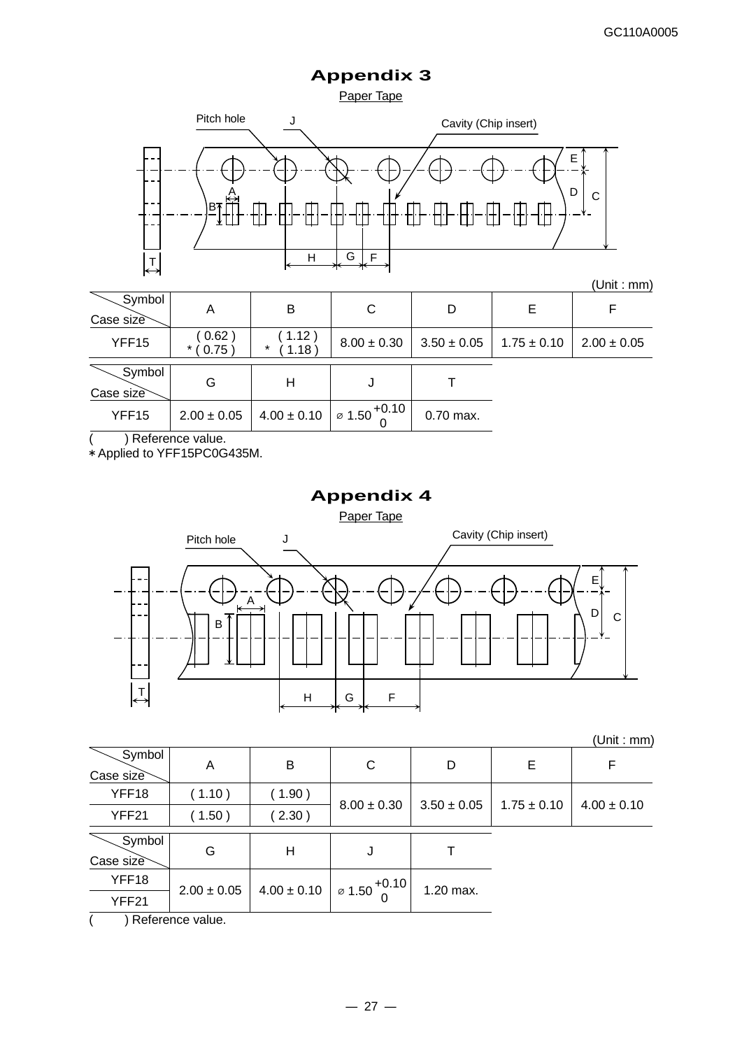# Appendix 3

Paper Tape

(Unit : mm)

| Symbol / Case size | A | B | C | D | E | F |
|---|---|---|---|---|---|---|
| YFF15 | ( 0.62 ) * ( 0.75 ) | ( 1.12 ) * ( 1.18 ) | 8.00 ± 0.30 | 3.50 ± 0.05 | 1.75 ± 0.10 | 2.00 ± 0.05 |

| Symbol / Case size | G | H | J | T |
|---|---|---|---|---|
| YFF15 | 2.00 ± 0.05 | 4.00 ± 0.10 | ⌀ 1.50 $^{+0.10}_{0}$ | 0.70 max. |

( ) Reference value.

∗ Applied to YFF15PC0G435M.

# Appendix 4

Paper Tape

(Unit : mm)

| Symbol / Case size | A | B | C | D | E | F |
|---|---|---|---|---|---|---|
| YFF18 | ( 1.10 ) | ( 1.90 ) | 8.00 ± 0.30 | 3.50 ± 0.05 | 1.75 ± 0.10 | 4.00 ± 0.10 |
| YFF21 | ( 1.50 ) | ( 2.30 ) | | | | |

| Symbol / Case size | G | H | J | T |
|---|---|---|---|---|
| YFF18 | 2.00 ± 0.05 | 4.00 ± 0.10 | ⌀ 1.50 $^{+0.10}_{0}$ | 1.20 max. |
| YFF21 | | | | |

( ) Reference value.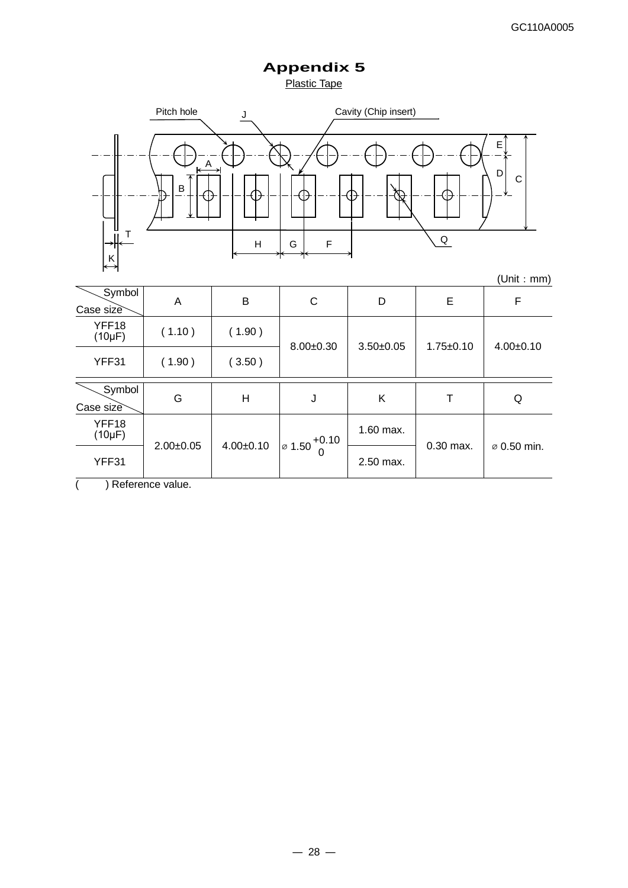# Appendix 5

Plastic Tape

(Unit : mm)

| Symbol / Case size | A | B | C | D | E | F |
|---|---|---|---|---|---|---|
| YFF18 (10μF) | ( 1.10 ) | ( 1.90 ) | 8.00±0.30 | 3.50±0.05 | 1.75±0.10 | 4.00±0.10 |
| YFF31 | ( 1.90 ) | ( 3.50 ) | | | | |

| Symbol / Case size | G | H | J | K | T | Q |
|---|---|---|---|---|---|---|
| YFF18 (10μF) | 2.00±0.05 | 4.00±0.10 | ⌀ 1.50 $^{+0.10}_{0}$ | 1.60 max. | 0.30 max. | ⌀ 0.50 min. |
| YFF31 | | | | 2.50 max. | | |

( ) Reference value.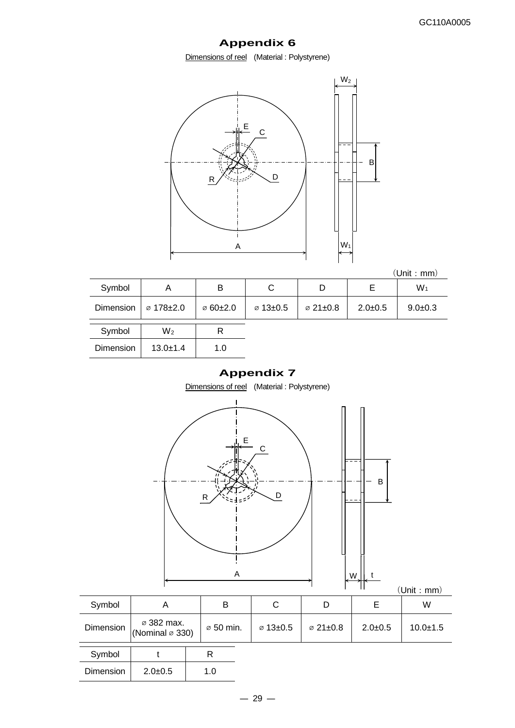## Appendix 6

Dimensions of reel (Material : Polystyrene)

W2

E

C

B

R

D

A

W1

(Unit : mm)

| Symbol | A | B | C | D | E | $W_1$ |
|---|---|---|---|---|---|---|
| Dimension | ⌀ 178±2.0 | ⌀ 60±2.0 | ⌀ 13±0.5 | ⌀ 21±0.8 | 2.0±0.5 | 9.0±0.3 |

| Symbol | $W_2$ | R |
|---|---|---|
| Dimension | 13.0±1.4 | 1.0 |

## Appendix 7

Dimensions of reel (Material : Polystyrene)

E

C

B

R

D

A

W

t

(Unit : mm)

| Symbol | A | B | C | D | E | W |
|---|---|---|---|---|---|---|
| Dimension | ⌀ 382 max. (Nominal ⌀ 330) | ⌀ 50 min. | ⌀ 13±0.5 | ⌀ 21±0.8 | 2.0±0.5 | 10.0±1.5 |

| Symbol | t | R |
|---|---|---|
| Dimension | 2.0±0.5 | 1.0 |